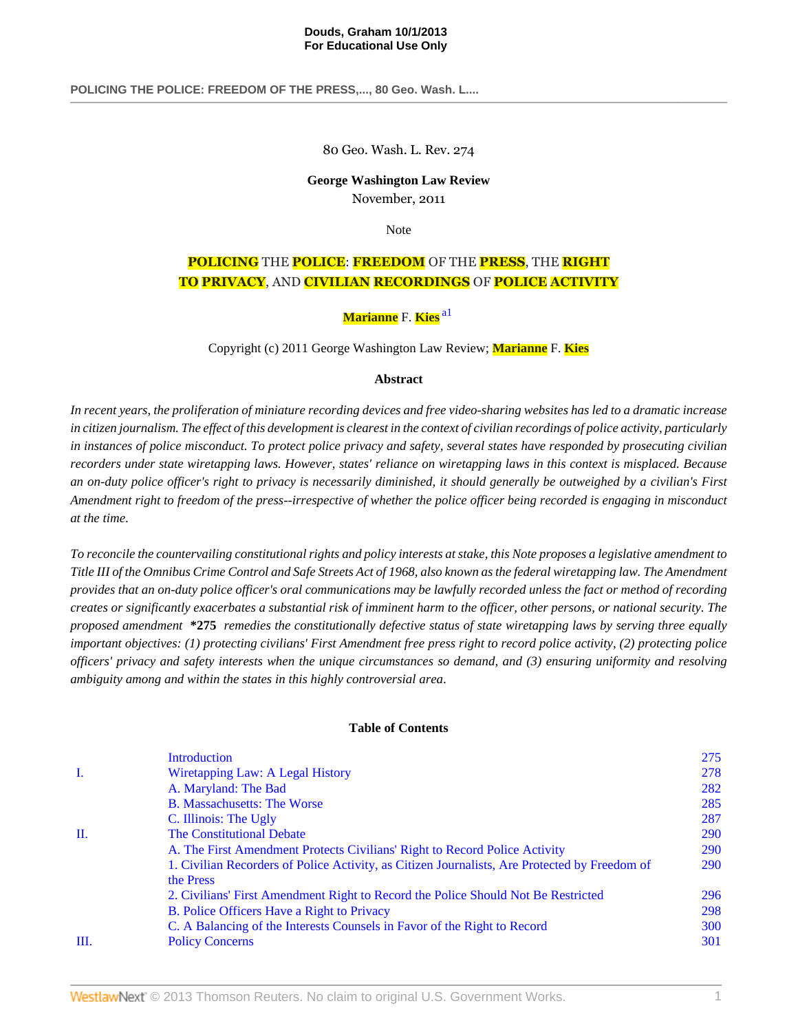80 Geo. Wash. L. Rev. 274

**George Washington Law Review**
November, 2011

Note

# POLICING THE POLICE: FREEDOM OF THE PRESS, THE RIGHT TO PRIVACY, AND CIVILIAN RECORDINGS OF POLICE ACTIVITY

**Marianne F. Kies** [a1]

Copyright (c) 2011 George Washington Law Review; Marianne F. Kies

### Abstract

*In recent years, the proliferation of miniature recording devices and free video-sharing websites has led to a dramatic increase in citizen journalism. The effect of this development is clearest in the context of civilian recordings of police activity, particularly in instances of police misconduct. To protect police privacy and safety, several states have responded by prosecuting civilian recorders under state wiretapping laws. However, states' reliance on wiretapping laws in this context is misplaced. Because an on-duty police officer's right to privacy is necessarily diminished, it should generally be outweighed by a civilian's First Amendment right to freedom of the press--irrespective of whether the police officer being recorded is engaging in misconduct at the time.*

*To reconcile the countervailing constitutional rights and policy interests at stake, this Note proposes a legislative amendment to Title III of the Omnibus Crime Control and Safe Streets Act of 1968, also known as the federal wiretapping law. The Amendment provides that an on-duty police officer's oral communications may be lawfully recorded unless the fact or method of recording creates or significantly exacerbates a substantial risk of imminent harm to the officer, other persons, or national security. The proposed amendment* **\*275** *remedies the constitutionally defective status of state wiretapping laws by serving three equally important objectives: (1) protecting civilians' First Amendment free press right to record police activity, (2) protecting police officers' privacy and safety interests when the unique circumstances so demand, and (3) ensuring uniformity and resolving ambiguity among and within the states in this highly controversial area.*

### Table of Contents

| | | |
|---|---|---|
| | Introduction | 275 |
| I. | Wiretapping Law: A Legal History | 278 |
| | A. Maryland: The Bad | 282 |
| | B. Massachusetts: The Worse | 285 |
| | C. Illinois: The Ugly | 287 |
| II. | The Constitutional Debate | 290 |
| | A. The First Amendment Protects Civilians' Right to Record Police Activity | 290 |
| | 1. Civilian Recorders of Police Activity, as Citizen Journalists, Are Protected by Freedom of the Press | 290 |
| | 2. Civilians' First Amendment Right to Record the Police Should Not Be Restricted | 296 |
| | B. Police Officers Have a Right to Privacy | 298 |
| | C. A Balancing of the Interests Counsels in Favor of the Right to Record | 300 |
| III. | Policy Concerns | 301 |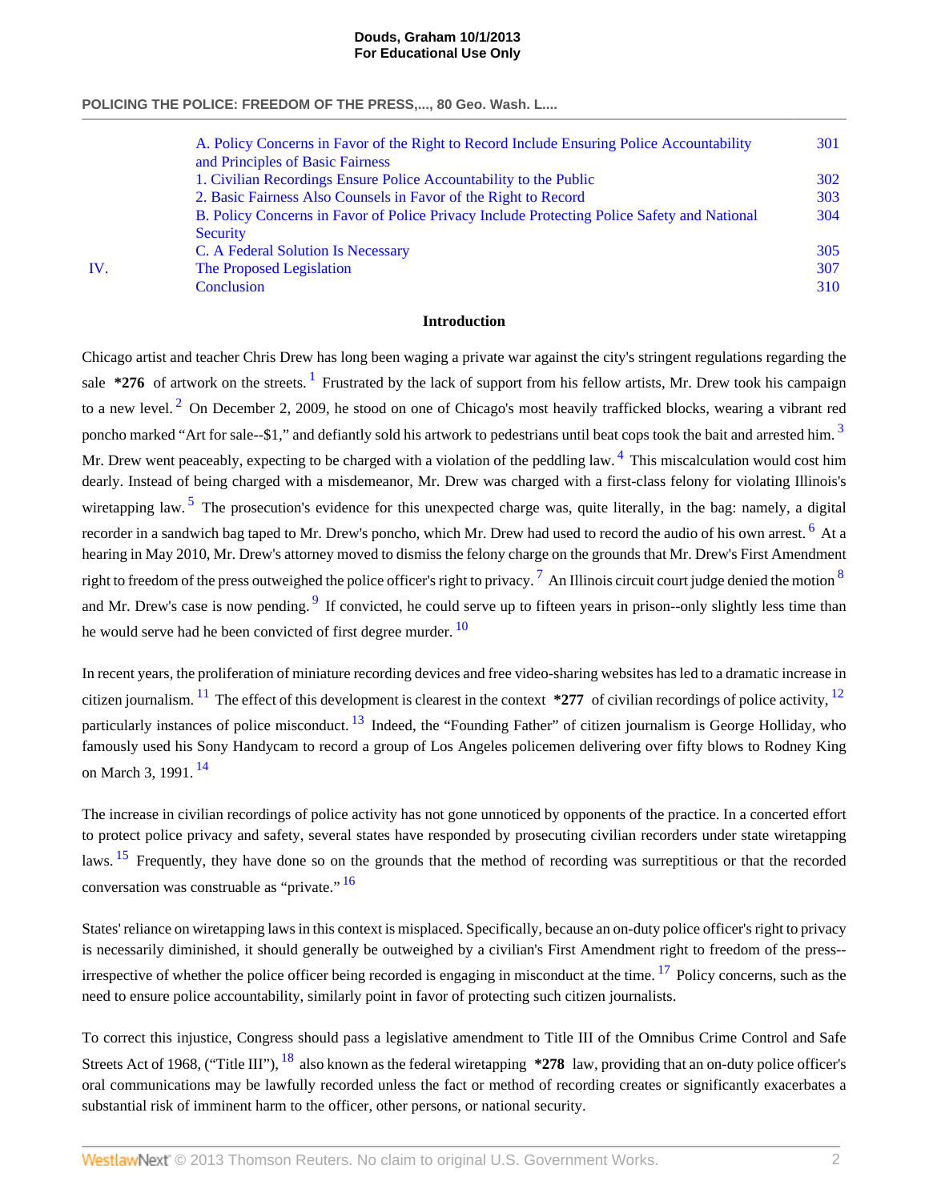| | | |
|---|---|---|
| | A. Policy Concerns in Favor of the Right to Record Include Ensuring Police Accountability and Principles of Basic Fairness | 301 |
| | 1. Civilian Recordings Ensure Police Accountability to the Public | 302 |
| | 2. Basic Fairness Also Counsels in Favor of the Right to Record | 303 |
| | B. Policy Concerns in Favor of Police Privacy Include Protecting Police Safety and National Security | 304 |
| | C. A Federal Solution Is Necessary | 305 |
| IV. | The Proposed Legislation | 307 |
| | Conclusion | 310 |

## Introduction

Chicago artist and teacher Chris Drew has long been waging a private war against the city's stringent regulations regarding the sale **\*276** of artwork on the streets. [1] Frustrated by the lack of support from his fellow artists, Mr. Drew took his campaign to a new level. [2] On December 2, 2009, he stood on one of Chicago's most heavily trafficked blocks, wearing a vibrant red poncho marked "Art for sale--$1," and defiantly sold his artwork to pedestrians until beat cops took the bait and arrested him. [3] Mr. Drew went peaceably, expecting to be charged with a violation of the peddling law. [4] This miscalculation would cost him dearly. Instead of being charged with a misdemeanor, Mr. Drew was charged with a first-class felony for violating Illinois's wiretapping law. [5] The prosecution's evidence for this unexpected charge was, quite literally, in the bag: namely, a digital recorder in a sandwich bag taped to Mr. Drew's poncho, which Mr. Drew had used to record the audio of his own arrest. [6] At a hearing in May 2010, Mr. Drew's attorney moved to dismiss the felony charge on the grounds that Mr. Drew's First Amendment right to freedom of the press outweighed the police officer's right to privacy. [7] An Illinois circuit court judge denied the motion [8] and Mr. Drew's case is now pending. [9] If convicted, he could serve up to fifteen years in prison--only slightly less time than he would serve had he been convicted of first degree murder. [10]

In recent years, the proliferation of miniature recording devices and free video-sharing websites has led to a dramatic increase in citizen journalism. [11] The effect of this development is clearest in the context **\*277** of civilian recordings of police activity, [12] particularly instances of police misconduct. [13] Indeed, the "Founding Father" of citizen journalism is George Holliday, who famously used his Sony Handycam to record a group of Los Angeles policemen delivering over fifty blows to Rodney King on March 3, 1991. [14]

The increase in civilian recordings of police activity has not gone unnoticed by opponents of the practice. In a concerted effort to protect police privacy and safety, several states have responded by prosecuting civilian recorders under state wiretapping laws. [15] Frequently, they have done so on the grounds that the method of recording was surreptitious or that the recorded conversation was construable as "private." [16]

States' reliance on wiretapping laws in this context is misplaced. Specifically, because an on-duty police officer's right to privacy is necessarily diminished, it should generally be outweighed by a civilian's First Amendment right to freedom of the press--irrespective of whether the police officer being recorded is engaging in misconduct at the time. [17] Policy concerns, such as the need to ensure police accountability, similarly point in favor of protecting such citizen journalists.

To correct this injustice, Congress should pass a legislative amendment to Title III of the Omnibus Crime Control and Safe Streets Act of 1968, ("Title III"), [18] also known as the federal wiretapping **\*278** law, providing that an on-duty police officer's oral communications may be lawfully recorded unless the fact or method of recording creates or significantly exacerbates a substantial risk of imminent harm to the officer, other persons, or national security.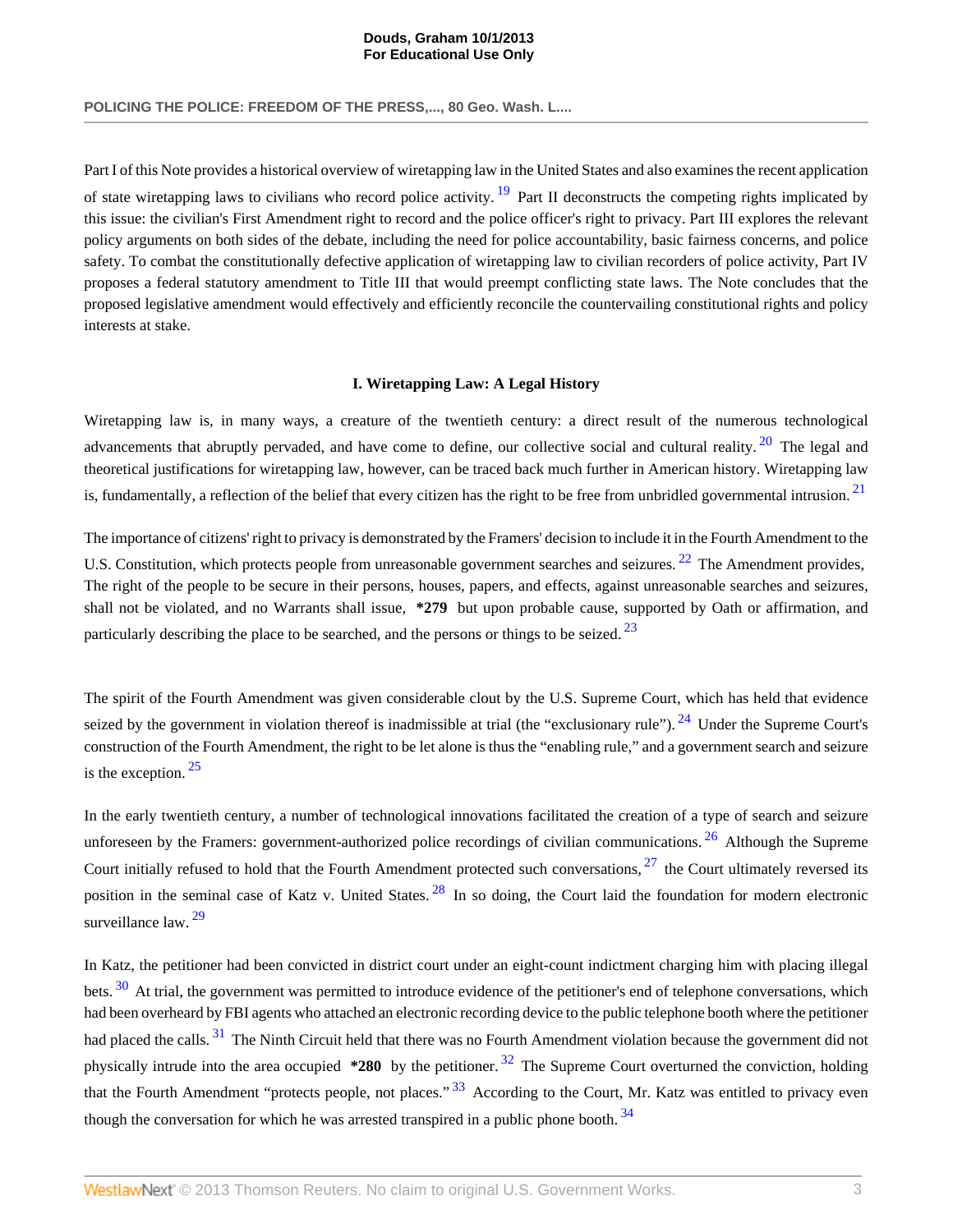Part I of this Note provides a historical overview of wiretapping law in the United States and also examines the recent application of state wiretapping laws to civilians who record police activity. [19] Part II deconstructs the competing rights implicated by this issue: the civilian's First Amendment right to record and the police officer's right to privacy. Part III explores the relevant policy arguments on both sides of the debate, including the need for police accountability, basic fairness concerns, and police safety. To combat the constitutionally defective application of wiretapping law to civilian recorders of police activity, Part IV proposes a federal statutory amendment to Title III that would preempt conflicting state laws. The Note concludes that the proposed legislative amendment would effectively and efficiently reconcile the countervailing constitutional rights and policy interests at stake.

### I. Wiretapping Law: A Legal History

Wiretapping law is, in many ways, a creature of the twentieth century: a direct result of the numerous technological advancements that abruptly pervaded, and have come to define, our collective social and cultural reality. [20] The legal and theoretical justifications for wiretapping law, however, can be traced back much further in American history. Wiretapping law is, fundamentally, a reflection of the belief that every citizen has the right to be free from unbridled governmental intrusion. [21]

The importance of citizens' right to privacy is demonstrated by the Framers' decision to include it in the Fourth Amendment to the U.S. Constitution, which protects people from unreasonable government searches and seizures. [22] The Amendment provides,

> The right of the people to be secure in their persons, houses, papers, and effects, against unreasonable searches and seizures, shall not be violated, and no Warrants shall issue, **\*279** but upon probable cause, supported by Oath or affirmation, and particularly describing the place to be searched, and the persons or things to be seized. [23]

The spirit of the Fourth Amendment was given considerable clout by the U.S. Supreme Court, which has held that evidence seized by the government in violation thereof is inadmissible at trial (the "exclusionary rule"). [24] Under the Supreme Court's construction of the Fourth Amendment, the right to be let alone is thus the "enabling rule," and a government search and seizure is the exception. [25]

In the early twentieth century, a number of technological innovations facilitated the creation of a type of search and seizure unforeseen by the Framers: government-authorized police recordings of civilian communications. [26] Although the Supreme Court initially refused to hold that the Fourth Amendment protected such conversations, [27] the Court ultimately reversed its position in the seminal case of Katz v. United States. [28] In so doing, the Court laid the foundation for modern electronic surveillance law. [29]

In Katz, the petitioner had been convicted in district court under an eight-count indictment charging him with placing illegal bets. [30] At trial, the government was permitted to introduce evidence of the petitioner's end of telephone conversations, which had been overheard by FBI agents who attached an electronic recording device to the public telephone booth where the petitioner had placed the calls. [31] The Ninth Circuit held that there was no Fourth Amendment violation because the government did not physically intrude into the area occupied **\*280** by the petitioner. [32] The Supreme Court overturned the conviction, holding that the Fourth Amendment "protects people, not places." [33] According to the Court, Mr. Katz was entitled to privacy even though the conversation for which he was arrested transpired in a public phone booth. [34]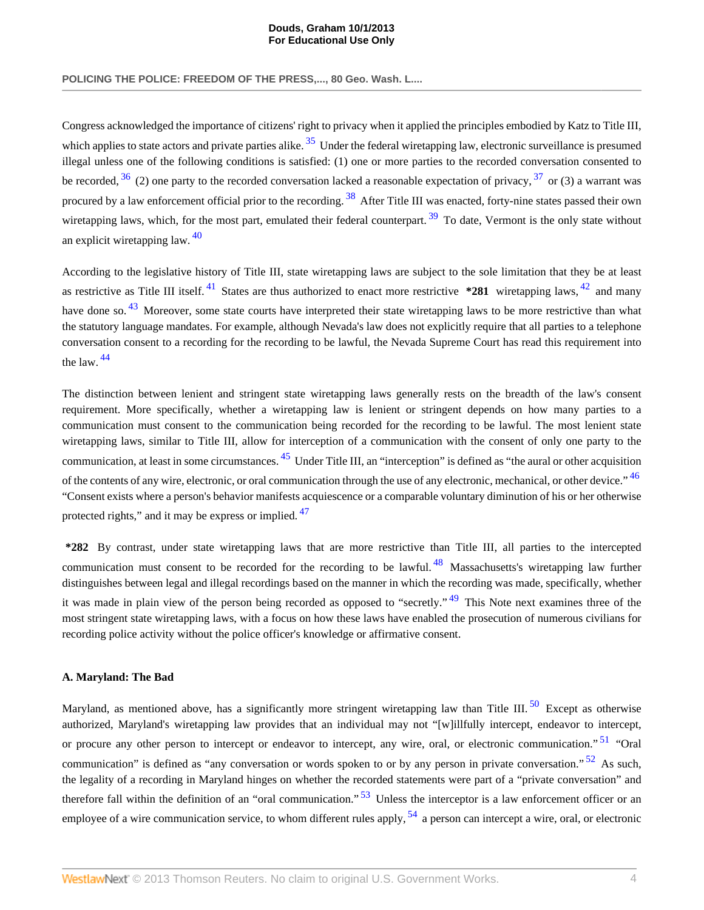Congress acknowledged the importance of citizens' right to privacy when it applied the principles embodied by Katz to Title III, which applies to state actors and private parties alike. [35] Under the federal wiretapping law, electronic surveillance is presumed illegal unless one of the following conditions is satisfied: (1) one or more parties to the recorded conversation consented to be recorded, [36] (2) one party to the recorded conversation lacked a reasonable expectation of privacy, [37] or (3) a warrant was procured by a law enforcement official prior to the recording. [38] After Title III was enacted, forty-nine states passed their own wiretapping laws, which, for the most part, emulated their federal counterpart. [39] To date, Vermont is the only state without an explicit wiretapping law. [40]

According to the legislative history of Title III, state wiretapping laws are subject to the sole limitation that they be at least as restrictive as Title III itself. [41] States are thus authorized to enact more restrictive **\*281** wiretapping laws, [42] and many have done so. [43] Moreover, some state courts have interpreted their state wiretapping laws to be more restrictive than what the statutory language mandates. For example, although Nevada's law does not explicitly require that all parties to a telephone conversation consent to a recording for the recording to be lawful, the Nevada Supreme Court has read this requirement into the law. [44]

The distinction between lenient and stringent state wiretapping laws generally rests on the breadth of the law's consent requirement. More specifically, whether a wiretapping law is lenient or stringent depends on how many parties to a communication must consent to the communication being recorded for the recording to be lawful. The most lenient state wiretapping laws, similar to Title III, allow for interception of a communication with the consent of only one party to the communication, at least in some circumstances. [45] Under Title III, an "interception" is defined as "the aural or other acquisition of the contents of any wire, electronic, or oral communication through the use of any electronic, mechanical, or other device." [46] "Consent exists where a person's behavior manifests acquiescence or a comparable voluntary diminution of his or her otherwise protected rights," and it may be express or implied. [47]

**\*282** By contrast, under state wiretapping laws that are more restrictive than Title III, all parties to the intercepted communication must consent to be recorded for the recording to be lawful. [48] Massachusetts's wiretapping law further distinguishes between legal and illegal recordings based on the manner in which the recording was made, specifically, whether it was made in plain view of the person being recorded as opposed to "secretly." [49] This Note next examines three of the most stringent state wiretapping laws, with a focus on how these laws have enabled the prosecution of numerous civilians for recording police activity without the police officer's knowledge or affirmative consent.

### A. Maryland: The Bad

Maryland, as mentioned above, has a significantly more stringent wiretapping law than Title III. [50] Except as otherwise authorized, Maryland's wiretapping law provides that an individual may not "[w]illfully intercept, endeavor to intercept, or procure any other person to intercept or endeavor to intercept, any wire, oral, or electronic communication." [51] "Oral communication" is defined as "any conversation or words spoken to or by any person in private conversation." [52] As such, the legality of a recording in Maryland hinges on whether the recorded statements were part of a "private conversation" and therefore fall within the definition of an "oral communication." [53] Unless the interceptor is a law enforcement officer or an employee of a wire communication service, to whom different rules apply, [54] a person can intercept a wire, oral, or electronic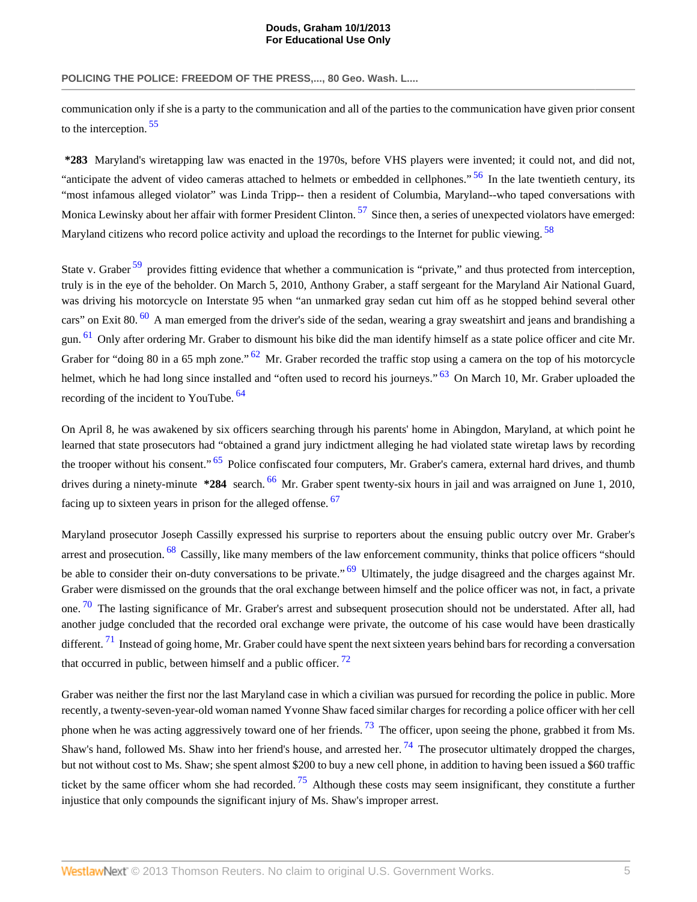communication only if she is a party to the communication and all of the parties to the communication have given prior consent to the interception.[55]

**\*283** Maryland's wiretapping law was enacted in the 1970s, before VHS players were invented; it could not, and did not, "anticipate the advent of video cameras attached to helmets or embedded in cellphones."[56] In the late twentieth century, its "most infamous alleged violator" was Linda Tripp-- then a resident of Columbia, Maryland--who taped conversations with Monica Lewinsky about her affair with former President Clinton.[57] Since then, a series of unexpected violators have emerged: Maryland citizens who record police activity and upload the recordings to the Internet for public viewing.[58]

State v. Graber[59] provides fitting evidence that whether a communication is "private," and thus protected from interception, truly is in the eye of the beholder. On March 5, 2010, Anthony Graber, a staff sergeant for the Maryland Air National Guard, was driving his motorcycle on Interstate 95 when "an unmarked gray sedan cut him off as he stopped behind several other cars" on Exit 80.[60] A man emerged from the driver's side of the sedan, wearing a gray sweatshirt and jeans and brandishing a gun.[61] Only after ordering Mr. Graber to dismount his bike did the man identify himself as a state police officer and cite Mr. Graber for "doing 80 in a 65 mph zone."[62] Mr. Graber recorded the traffic stop using a camera on the top of his motorcycle helmet, which he had long since installed and "often used to record his journeys."[63] On March 10, Mr. Graber uploaded the recording of the incident to YouTube.[64]

On April 8, he was awakened by six officers searching through his parents' home in Abingdon, Maryland, at which point he learned that state prosecutors had "obtained a grand jury indictment alleging he had violated state wiretap laws by recording the trooper without his consent."[65] Police confiscated four computers, Mr. Graber's camera, external hard drives, and thumb drives during a ninety-minute **\*284** search.[66] Mr. Graber spent twenty-six hours in jail and was arraigned on June 1, 2010, facing up to sixteen years in prison for the alleged offense.[67]

Maryland prosecutor Joseph Cassilly expressed his surprise to reporters about the ensuing public outcry over Mr. Graber's arrest and prosecution.[68] Cassilly, like many members of the law enforcement community, thinks that police officers "should be able to consider their on-duty conversations to be private."[69] Ultimately, the judge disagreed and the charges against Mr. Graber were dismissed on the grounds that the oral exchange between himself and the police officer was not, in fact, a private one.[70] The lasting significance of Mr. Graber's arrest and subsequent prosecution should not be understated. After all, had another judge concluded that the recorded oral exchange were private, the outcome of his case would have been drastically different.[71] Instead of going home, Mr. Graber could have spent the next sixteen years behind bars for recording a conversation that occurred in public, between himself and a public officer.[72]

Graber was neither the first nor the last Maryland case in which a civilian was pursued for recording the police in public. More recently, a twenty-seven-year-old woman named Yvonne Shaw faced similar charges for recording a police officer with her cell phone when he was acting aggressively toward one of her friends.[73] The officer, upon seeing the phone, grabbed it from Ms. Shaw's hand, followed Ms. Shaw into her friend's house, and arrested her.[74] The prosecutor ultimately dropped the charges, but not without cost to Ms. Shaw; she spent almost $200 to buy a new cell phone, in addition to having been issued a $60 traffic ticket by the same officer whom she had recorded.[75] Although these costs may seem insignificant, they constitute a further injustice that only compounds the significant injury of Ms. Shaw's improper arrest.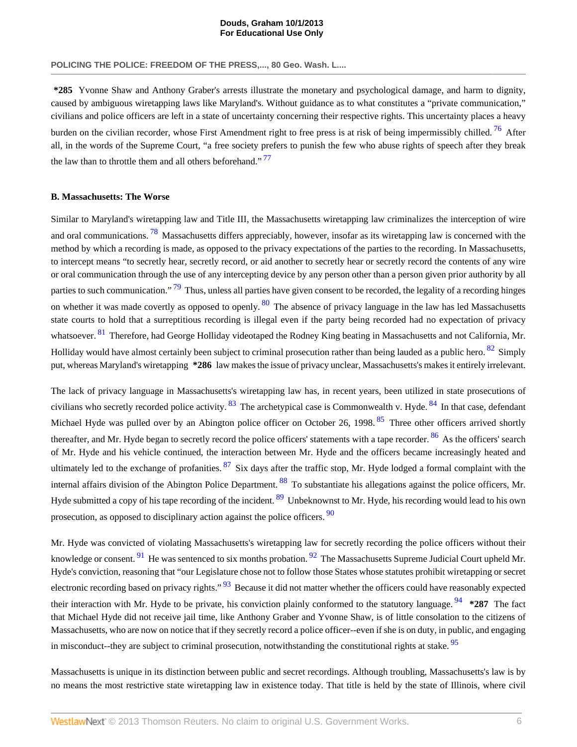**\*285** Yvonne Shaw and Anthony Graber's arrests illustrate the monetary and psychological damage, and harm to dignity, caused by ambiguous wiretapping laws like Maryland's. Without guidance as to what constitutes a "private communication," civilians and police officers are left in a state of uncertainty concerning their respective rights. This uncertainty places a heavy burden on the civilian recorder, whose First Amendment right to free press is at risk of being impermissibly chilled.[76] After all, in the words of the Supreme Court, "a free society prefers to punish the few who abuse rights of speech after they break the law than to throttle them and all others beforehand."[77]

### B. Massachusetts: The Worse

Similar to Maryland's wiretapping law and Title III, the Massachusetts wiretapping law criminalizes the interception of wire and oral communications.[78] Massachusetts differs appreciably, however, insofar as its wiretapping law is concerned with the method by which a recording is made, as opposed to the privacy expectations of the parties to the recording. In Massachusetts, to intercept means "to secretly hear, secretly record, or aid another to secretly hear or secretly record the contents of any wire or oral communication through the use of any intercepting device by any person other than a person given prior authority by all parties to such communication."[79] Thus, unless all parties have given consent to be recorded, the legality of a recording hinges on whether it was made covertly as opposed to openly.[80] The absence of privacy language in the law has led Massachusetts state courts to hold that a surreptitious recording is illegal even if the party being recorded had no expectation of privacy whatsoever.[81] Therefore, had George Holliday videotaped the Rodney King beating in Massachusetts and not California, Mr. Holliday would have almost certainly been subject to criminal prosecution rather than being lauded as a public hero.[82] Simply put, whereas Maryland's wiretapping **\*286** law makes the issue of privacy unclear, Massachusetts's makes it entirely irrelevant.

The lack of privacy language in Massachusetts's wiretapping law has, in recent years, been utilized in state prosecutions of civilians who secretly recorded police activity.[83] The archetypical case is Commonwealth v. Hyde.[84] In that case, defendant Michael Hyde was pulled over by an Abington police officer on October 26, 1998.[85] Three other officers arrived shortly thereafter, and Mr. Hyde began to secretly record the police officers' statements with a tape recorder.[86] As the officers' search of Mr. Hyde and his vehicle continued, the interaction between Mr. Hyde and the officers became increasingly heated and ultimately led to the exchange of profanities.[87] Six days after the traffic stop, Mr. Hyde lodged a formal complaint with the internal affairs division of the Abington Police Department.[88] To substantiate his allegations against the police officers, Mr. Hyde submitted a copy of his tape recording of the incident.[89] Unbeknownst to Mr. Hyde, his recording would lead to his own prosecution, as opposed to disciplinary action against the police officers.[90]

Mr. Hyde was convicted of violating Massachusetts's wiretapping law for secretly recording the police officers without their knowledge or consent.[91] He was sentenced to six months probation.[92] The Massachusetts Supreme Judicial Court upheld Mr. Hyde's conviction, reasoning that "our Legislature chose not to follow those States whose statutes prohibit wiretapping or secret electronic recording based on privacy rights."[93] Because it did not matter whether the officers could have reasonably expected their interaction with Mr. Hyde to be private, his conviction plainly conformed to the statutory language.[94] **\*287** The fact that Michael Hyde did not receive jail time, like Anthony Graber and Yvonne Shaw, is of little consolation to the citizens of Massachusetts, who are now on notice that if they secretly record a police officer--even if she is on duty, in public, and engaging in misconduct--they are subject to criminal prosecution, notwithstanding the constitutional rights at stake.[95]

Massachusetts is unique in its distinction between public and secret recordings. Although troubling, Massachusetts's law is by no means the most restrictive state wiretapping law in existence today. That title is held by the state of Illinois, where civil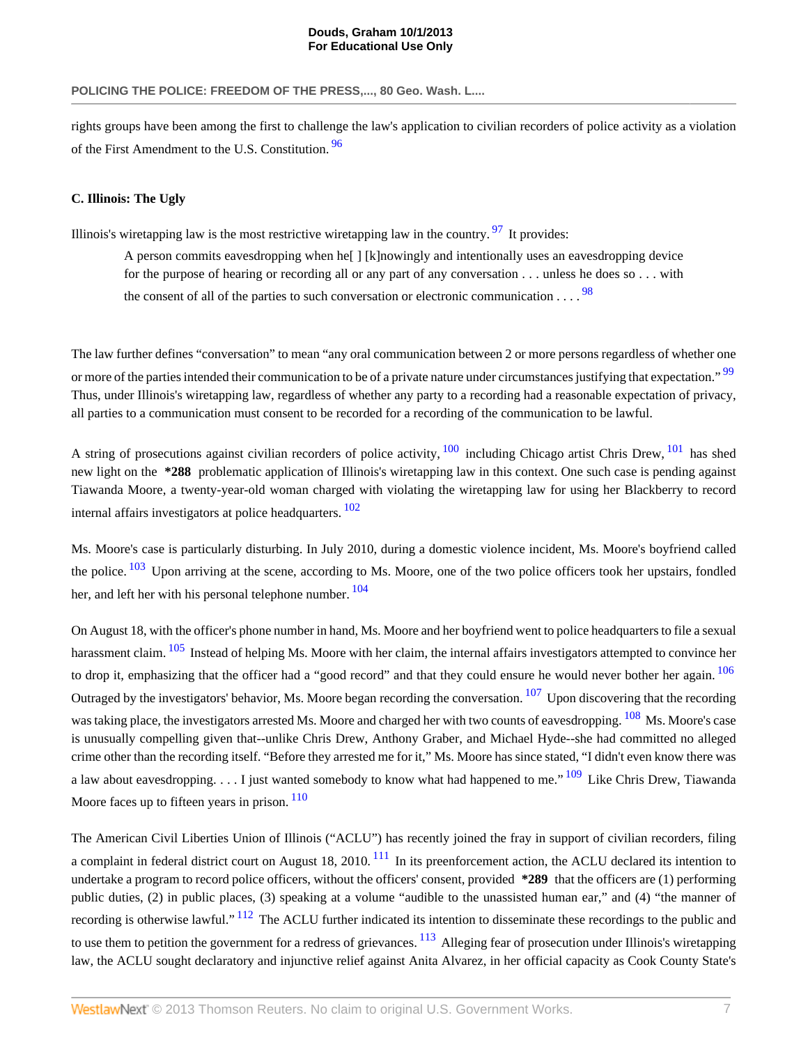rights groups have been among the first to challenge the law's application to civilian recorders of police activity as a violation of the First Amendment to the U.S. Constitution. [96]

### C. Illinois: The Ugly

Illinois's wiretapping law is the most restrictive wiretapping law in the country. [97] It provides:

> A person commits eavesdropping when he[ ] [k]nowingly and intentionally uses an eavesdropping device for the purpose of hearing or recording all or any part of any conversation . . . unless he does so . . . with the consent of all of the parties to such conversation or electronic communication . . . . [98]

The law further defines "conversation" to mean "any oral communication between 2 or more persons regardless of whether one or more of the parties intended their communication to be of a private nature under circumstances justifying that expectation." [99] Thus, under Illinois's wiretapping law, regardless of whether any party to a recording had a reasonable expectation of privacy, all parties to a communication must consent to be recorded for a recording of the communication to be lawful.

A string of prosecutions against civilian recorders of police activity, [100] including Chicago artist Chris Drew, [101] has shed new light on the **\*288** problematic application of Illinois's wiretapping law in this context. One such case is pending against Tiawanda Moore, a twenty-year-old woman charged with violating the wiretapping law for using her Blackberry to record internal affairs investigators at police headquarters. [102]

Ms. Moore's case is particularly disturbing. In July 2010, during a domestic violence incident, Ms. Moore's boyfriend called the police. [103] Upon arriving at the scene, according to Ms. Moore, one of the two police officers took her upstairs, fondled her, and left her with his personal telephone number. [104]

On August 18, with the officer's phone number in hand, Ms. Moore and her boyfriend went to police headquarters to file a sexual harassment claim. [105] Instead of helping Ms. Moore with her claim, the internal affairs investigators attempted to convince her to drop it, emphasizing that the officer had a "good record" and that they could ensure he would never bother her again. [106] Outraged by the investigators' behavior, Ms. Moore began recording the conversation. [107] Upon discovering that the recording was taking place, the investigators arrested Ms. Moore and charged her with two counts of eavesdropping. [108] Ms. Moore's case is unusually compelling given that--unlike Chris Drew, Anthony Graber, and Michael Hyde--she had committed no alleged crime other than the recording itself. "Before they arrested me for it," Ms. Moore has since stated, "I didn't even know there was a law about eavesdropping. . . . I just wanted somebody to know what had happened to me." [109] Like Chris Drew, Tiawanda Moore faces up to fifteen years in prison. [110]

The American Civil Liberties Union of Illinois ("ACLU") has recently joined the fray in support of civilian recorders, filing a complaint in federal district court on August 18, 2010. [111] In its preenforcement action, the ACLU declared its intention to undertake a program to record police officers, without the officers' consent, provided **\*289** that the officers are (1) performing public duties, (2) in public places, (3) speaking at a volume "audible to the unassisted human ear," and (4) "the manner of recording is otherwise lawful." [112] The ACLU further indicated its intention to disseminate these recordings to the public and to use them to petition the government for a redress of grievances. [113] Alleging fear of prosecution under Illinois's wiretapping law, the ACLU sought declaratory and injunctive relief against Anita Alvarez, in her official capacity as Cook County State's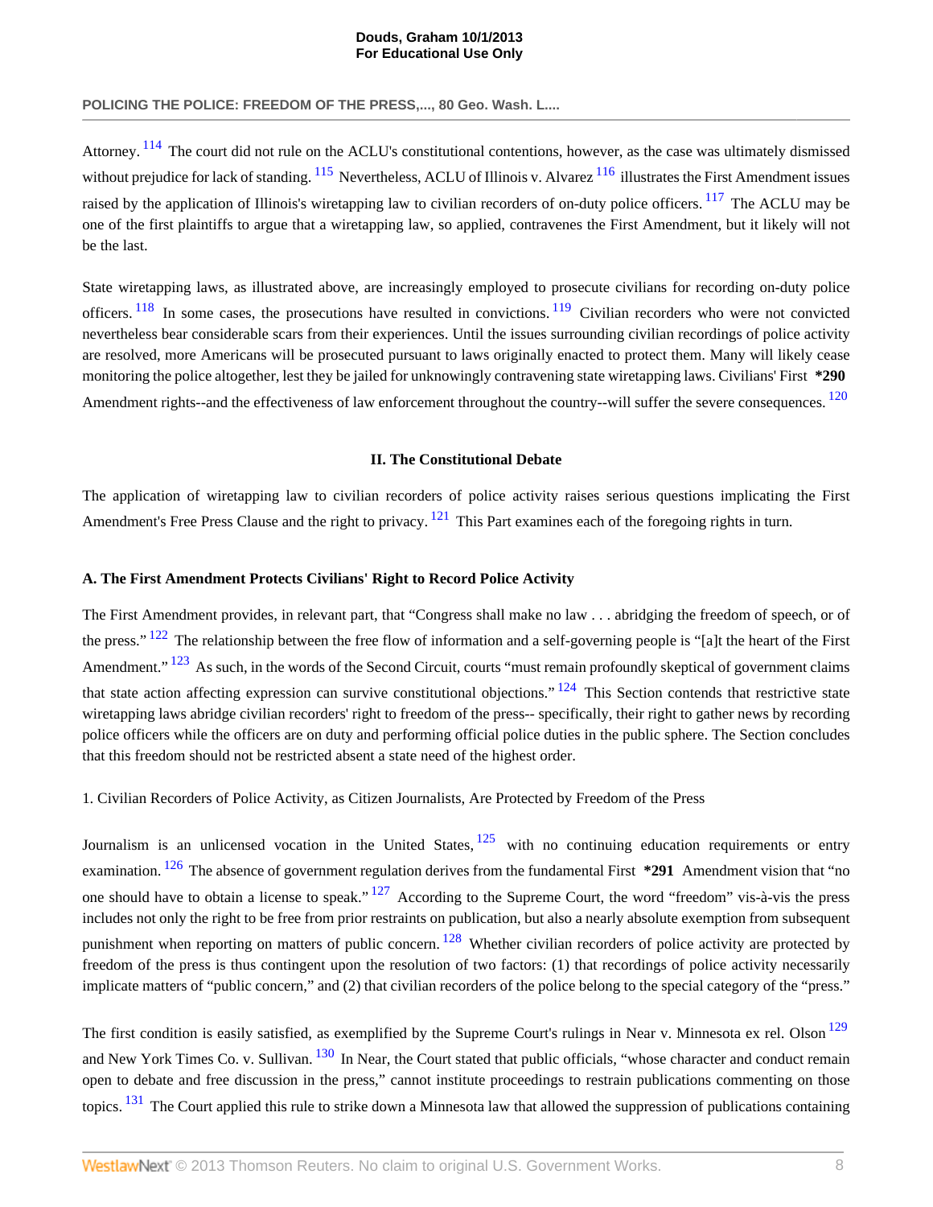Attorney.[114] The court did not rule on the ACLU's constitutional contentions, however, as the case was ultimately dismissed without prejudice for lack of standing.[115] Nevertheless, ACLU of Illinois v. Alvarez[116] illustrates the First Amendment issues raised by the application of Illinois's wiretapping law to civilian recorders of on-duty police officers.[117] The ACLU may be one of the first plaintiffs to argue that a wiretapping law, so applied, contravenes the First Amendment, but it likely will not be the last.

State wiretapping laws, as illustrated above, are increasingly employed to prosecute civilians for recording on-duty police officers.[118] In some cases, the prosecutions have resulted in convictions.[119] Civilian recorders who were not convicted nevertheless bear considerable scars from their experiences. Until the issues surrounding civilian recordings of police activity are resolved, more Americans will be prosecuted pursuant to laws originally enacted to protect them. Many will likely cease monitoring the police altogether, lest they be jailed for unknowingly contravening state wiretapping laws. Civilians' First **\*290** Amendment rights--and the effectiveness of law enforcement throughout the country--will suffer the severe consequences.[120]

## II. The Constitutional Debate

The application of wiretapping law to civilian recorders of police activity raises serious questions implicating the First Amendment's Free Press Clause and the right to privacy.[121] This Part examines each of the foregoing rights in turn.

### A. The First Amendment Protects Civilians' Right to Record Police Activity

The First Amendment provides, in relevant part, that "Congress shall make no law . . . abridging the freedom of speech, or of the press."[122] The relationship between the free flow of information and a self-governing people is "[a]t the heart of the First Amendment."[123] As such, in the words of the Second Circuit, courts "must remain profoundly skeptical of government claims that state action affecting expression can survive constitutional objections."[124] This Section contends that restrictive state wiretapping laws abridge civilian recorders' right to freedom of the press-- specifically, their right to gather news by recording police officers while the officers are on duty and performing official police duties in the public sphere. The Section concludes that this freedom should not be restricted absent a state need of the highest order.

1. Civilian Recorders of Police Activity, as Citizen Journalists, Are Protected by Freedom of the Press

Journalism is an unlicensed vocation in the United States,[125] with no continuing education requirements or entry examination.[126] The absence of government regulation derives from the fundamental First **\*291** Amendment vision that "no one should have to obtain a license to speak."[127] According to the Supreme Court, the word "freedom" vis-à-vis the press includes not only the right to be free from prior restraints on publication, but also a nearly absolute exemption from subsequent punishment when reporting on matters of public concern.[128] Whether civilian recorders of police activity are protected by freedom of the press is thus contingent upon the resolution of two factors: (1) that recordings of police activity necessarily implicate matters of "public concern," and (2) that civilian recorders of the police belong to the special category of the "press."

The first condition is easily satisfied, as exemplified by the Supreme Court's rulings in Near v. Minnesota ex rel. Olson[129] and New York Times Co. v. Sullivan.[130] In Near, the Court stated that public officials, "whose character and conduct remain open to debate and free discussion in the press," cannot institute proceedings to restrain publications commenting on those topics.[131] The Court applied this rule to strike down a Minnesota law that allowed the suppression of publications containing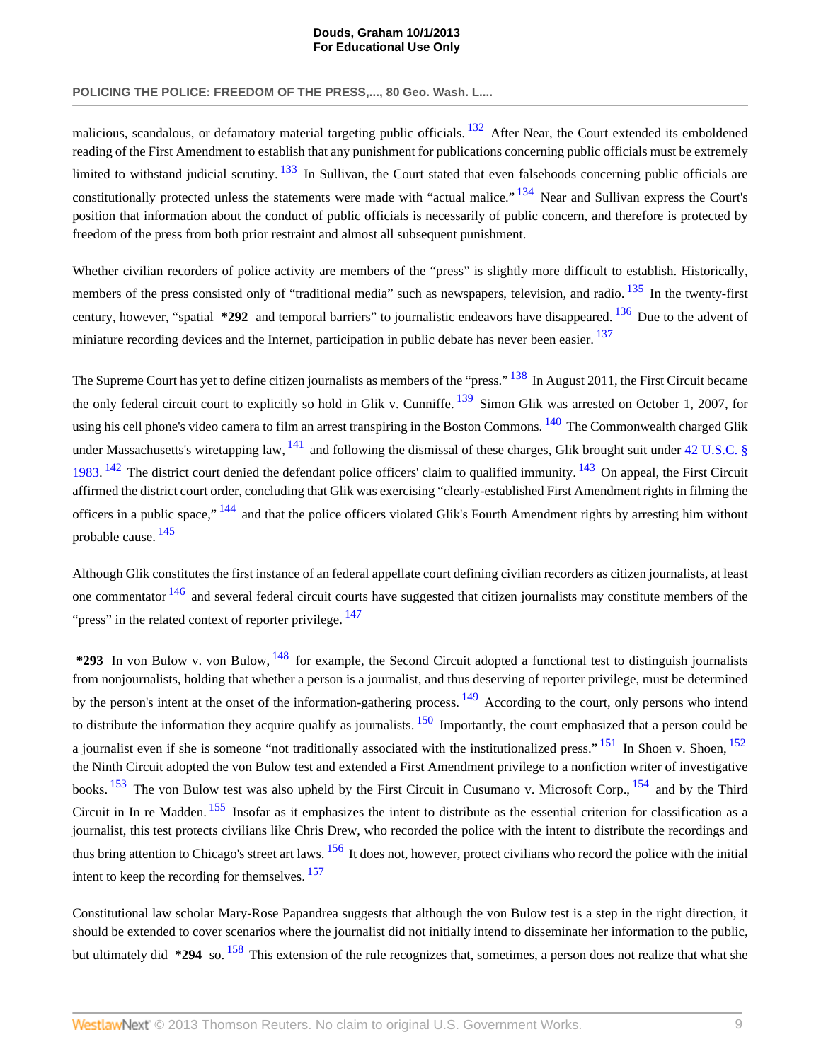malicious, scandalous, or defamatory material targeting public officials. [132] After Near, the Court extended its emboldened reading of the First Amendment to establish that any punishment for publications concerning public officials must be extremely limited to withstand judicial scrutiny. [133] In Sullivan, the Court stated that even falsehoods concerning public officials are constitutionally protected unless the statements were made with "actual malice." [134] Near and Sullivan express the Court's position that information about the conduct of public officials is necessarily of public concern, and therefore is protected by freedom of the press from both prior restraint and almost all subsequent punishment.

Whether civilian recorders of police activity are members of the "press" is slightly more difficult to establish. Historically, members of the press consisted only of "traditional media" such as newspapers, television, and radio. [135] In the twenty-first century, however, "spatial **\*292** and temporal barriers" to journalistic endeavors have disappeared. [136] Due to the advent of miniature recording devices and the Internet, participation in public debate has never been easier. [137]

The Supreme Court has yet to define citizen journalists as members of the "press." [138] In August 2011, the First Circuit became the only federal circuit court to explicitly so hold in Glik v. Cunniffe. [139] Simon Glik was arrested on October 1, 2007, for using his cell phone's video camera to film an arrest transpiring in the Boston Commons. [140] The Commonwealth charged Glik under Massachusetts's wiretapping law, [141] and following the dismissal of these charges, Glik brought suit under 42 U.S.C. § 1983. [142] The district court denied the defendant police officers' claim to qualified immunity. [143] On appeal, the First Circuit affirmed the district court order, concluding that Glik was exercising "clearly-established First Amendment rights in filming the officers in a public space," [144] and that the police officers violated Glik's Fourth Amendment rights by arresting him without probable cause. [145]

Although Glik constitutes the first instance of an federal appellate court defining civilian recorders as citizen journalists, at least one commentator [146] and several federal circuit courts have suggested that citizen journalists may constitute members of the "press" in the related context of reporter privilege. [147]

**\*293** In von Bulow v. von Bulow, [148] for example, the Second Circuit adopted a functional test to distinguish journalists from nonjournalists, holding that whether a person is a journalist, and thus deserving of reporter privilege, must be determined by the person's intent at the onset of the information-gathering process. [149] According to the court, only persons who intend to distribute the information they acquire qualify as journalists. [150] Importantly, the court emphasized that a person could be a journalist even if she is someone "not traditionally associated with the institutionalized press." [151] In Shoen v. Shoen, [152] the Ninth Circuit adopted the von Bulow test and extended a First Amendment privilege to a nonfiction writer of investigative books. [153] The von Bulow test was also upheld by the First Circuit in Cusumano v. Microsoft Corp., [154] and by the Third Circuit in In re Madden. [155] Insofar as it emphasizes the intent to distribute as the essential criterion for classification as a journalist, this test protects civilians like Chris Drew, who recorded the police with the intent to distribute the recordings and thus bring attention to Chicago's street art laws. [156] It does not, however, protect civilians who record the police with the initial intent to keep the recording for themselves. [157]

Constitutional law scholar Mary-Rose Papandrea suggests that although the von Bulow test is a step in the right direction, it should be extended to cover scenarios where the journalist did not initially intend to disseminate her information to the public, but ultimately did **\*294** so. [158] This extension of the rule recognizes that, sometimes, a person does not realize that what she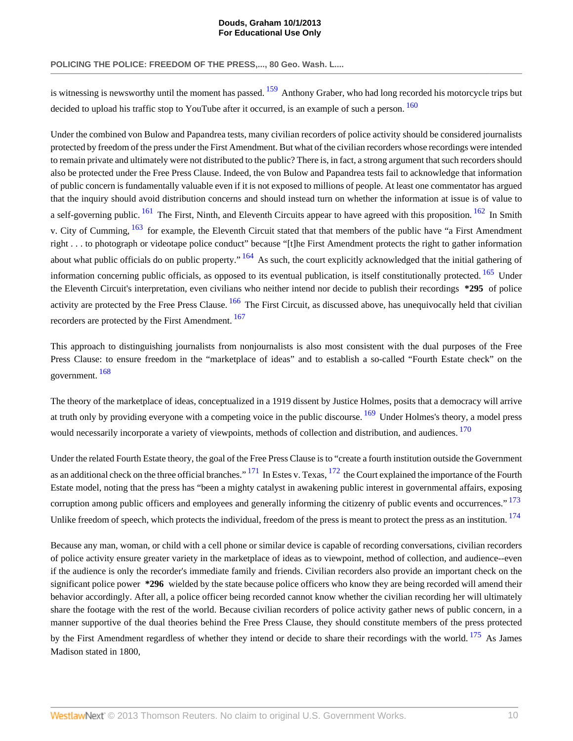is witnessing is newsworthy until the moment has passed. [159] Anthony Graber, who had long recorded his motorcycle trips but decided to upload his traffic stop to YouTube after it occurred, is an example of such a person. [160]

Under the combined von Bulow and Papandrea tests, many civilian recorders of police activity should be considered journalists protected by freedom of the press under the First Amendment. But what of the civilian recorders whose recordings were intended to remain private and ultimately were not distributed to the public? There is, in fact, a strong argument that such recorders should also be protected under the Free Press Clause. Indeed, the von Bulow and Papandrea tests fail to acknowledge that information of public concern is fundamentally valuable even if it is not exposed to millions of people. At least one commentator has argued that the inquiry should avoid distribution concerns and should instead turn on whether the information at issue is of value to a self-governing public. [161] The First, Ninth, and Eleventh Circuits appear to have agreed with this proposition. [162] In Smith v. City of Cumming, [163] for example, the Eleventh Circuit stated that that members of the public have "a First Amendment right . . . to photograph or videotape police conduct" because "[t]he First Amendment protects the right to gather information about what public officials do on public property." [164] As such, the court explicitly acknowledged that the initial gathering of information concerning public officials, as opposed to its eventual publication, is itself constitutionally protected. [165] Under the Eleventh Circuit's interpretation, even civilians who neither intend nor decide to publish their recordings **\*295** of police activity are protected by the Free Press Clause. [166] The First Circuit, as discussed above, has unequivocally held that civilian recorders are protected by the First Amendment. [167]

This approach to distinguishing journalists from nonjournalists is also most consistent with the dual purposes of the Free Press Clause: to ensure freedom in the "marketplace of ideas" and to establish a so-called "Fourth Estate check" on the government. [168]

The theory of the marketplace of ideas, conceptualized in a 1919 dissent by Justice Holmes, posits that a democracy will arrive at truth only by providing everyone with a competing voice in the public discourse. [169] Under Holmes's theory, a model press would necessarily incorporate a variety of viewpoints, methods of collection and distribution, and audiences. [170]

Under the related Fourth Estate theory, the goal of the Free Press Clause is to "create a fourth institution outside the Government as an additional check on the three official branches." [171] In Estes v. Texas, [172] the Court explained the importance of the Fourth Estate model, noting that the press has "been a mighty catalyst in awakening public interest in governmental affairs, exposing corruption among public officers and employees and generally informing the citizenry of public events and occurrences." [173] Unlike freedom of speech, which protects the individual, freedom of the press is meant to protect the press as an institution. [174]

Because any man, woman, or child with a cell phone or similar device is capable of recording conversations, civilian recorders of police activity ensure greater variety in the marketplace of ideas as to viewpoint, method of collection, and audience--even if the audience is only the recorder's immediate family and friends. Civilian recorders also provide an important check on the significant police power **\*296** wielded by the state because police officers who know they are being recorded will amend their behavior accordingly. After all, a police officer being recorded cannot know whether the civilian recording her will ultimately share the footage with the rest of the world. Because civilian recorders of police activity gather news of public concern, in a manner supportive of the dual theories behind the Free Press Clause, they should constitute members of the press protected by the First Amendment regardless of whether they intend or decide to share their recordings with the world. [175] As James Madison stated in 1800,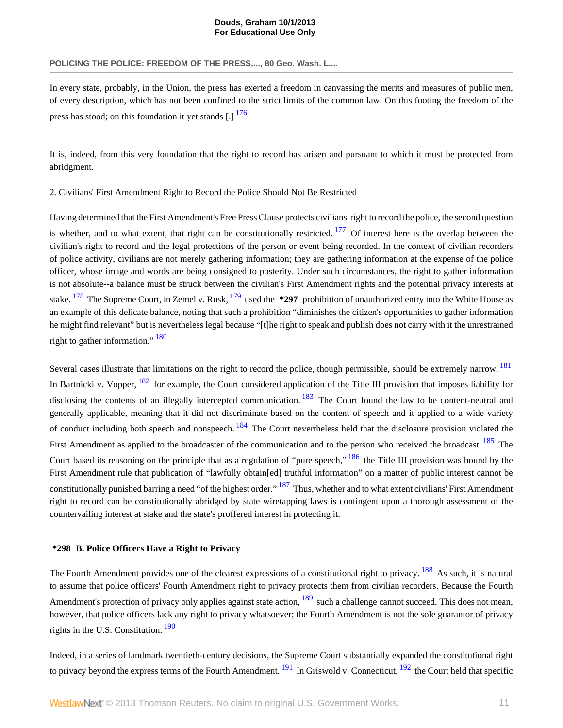In every state, probably, in the Union, the press has exerted a freedom in canvassing the merits and measures of public men, of every description, which has not been confined to the strict limits of the common law. On this footing the freedom of the press has stood; on this foundation it yet stands [.] [176]

It is, indeed, from this very foundation that the right to record has arisen and pursuant to which it must be protected from abridgment.

2. Civilians' First Amendment Right to Record the Police Should Not Be Restricted

Having determined that the First Amendment's Free Press Clause protects civilians' right to record the police, the second question is whether, and to what extent, that right can be constitutionally restricted. [177] Of interest here is the overlap between the civilian's right to record and the legal protections of the person or event being recorded. In the context of civilian recorders of police activity, civilians are not merely gathering information; they are gathering information at the expense of the police officer, whose image and words are being consigned to posterity. Under such circumstances, the right to gather information is not absolute--a balance must be struck between the civilian's First Amendment rights and the potential privacy interests at stake. [178] The Supreme Court, in Zemel v. Rusk, [179] used the **\*297** prohibition of unauthorized entry into the White House as an example of this delicate balance, noting that such a prohibition "diminishes the citizen's opportunities to gather information he might find relevant" but is nevertheless legal because "[t]he right to speak and publish does not carry with it the unrestrained right to gather information." [180]

Several cases illustrate that limitations on the right to record the police, though permissible, should be extremely narrow. [181] In Bartnicki v. Vopper, [182] for example, the Court considered application of the Title III provision that imposes liability for disclosing the contents of an illegally intercepted communication. [183] The Court found the law to be content-neutral and generally applicable, meaning that it did not discriminate based on the content of speech and it applied to a wide variety of conduct including both speech and nonspeech. [184] The Court nevertheless held that the disclosure provision violated the First Amendment as applied to the broadcaster of the communication and to the person who received the broadcast. [185] The Court based its reasoning on the principle that as a regulation of "pure speech," [186] the Title III provision was bound by the First Amendment rule that publication of "lawfully obtain[ed] truthful information" on a matter of public interest cannot be constitutionally punished barring a need "of the highest order." [187] Thus, whether and to what extent civilians' First Amendment right to record can be constitutionally abridged by state wiretapping laws is contingent upon a thorough assessment of the countervailing interest at stake and the state's proffered interest in protecting it.

### \*298 B. Police Officers Have a Right to Privacy

The Fourth Amendment provides one of the clearest expressions of a constitutional right to privacy. [188] As such, it is natural to assume that police officers' Fourth Amendment right to privacy protects them from civilian recorders. Because the Fourth Amendment's protection of privacy only applies against state action, [189] such a challenge cannot succeed. This does not mean, however, that police officers lack any right to privacy whatsoever; the Fourth Amendment is not the sole guarantor of privacy rights in the U.S. Constitution. [190]

Indeed, in a series of landmark twentieth-century decisions, the Supreme Court substantially expanded the constitutional right to privacy beyond the express terms of the Fourth Amendment. [191] In Griswold v. Connecticut, [192] the Court held that specific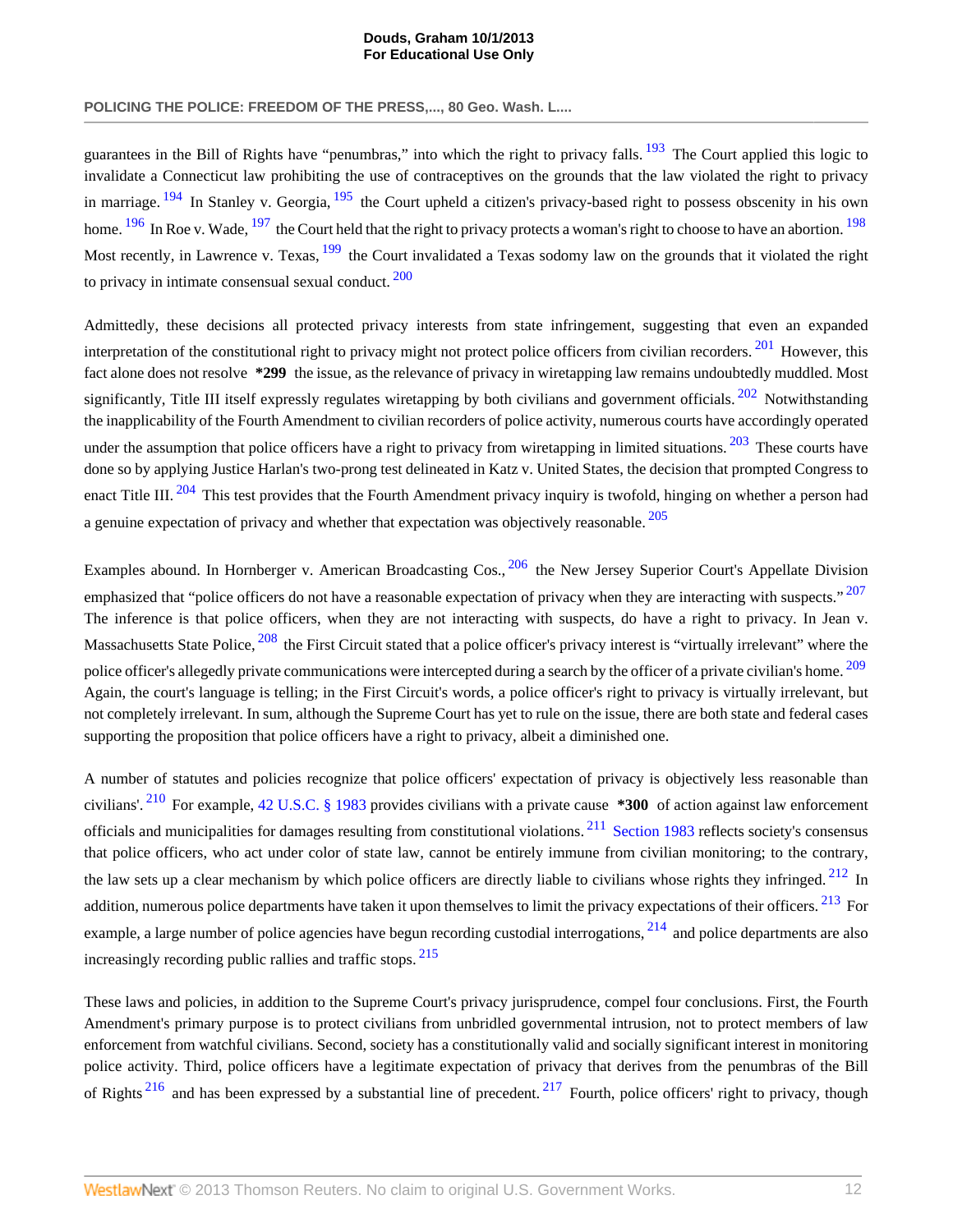guarantees in the Bill of Rights have "penumbras," into which the right to privacy falls.[193] The Court applied this logic to invalidate a Connecticut law prohibiting the use of contraceptives on the grounds that the law violated the right to privacy in marriage.[194] In Stanley v. Georgia,[195] the Court upheld a citizen's privacy-based right to possess obscenity in his own home.[196] In Roe v. Wade,[197] the Court held that the right to privacy protects a woman's right to choose to have an abortion.[198] Most recently, in Lawrence v. Texas,[199] the Court invalidated a Texas sodomy law on the grounds that it violated the right to privacy in intimate consensual sexual conduct.[200]

Admittedly, these decisions all protected privacy interests from state infringement, suggesting that even an expanded interpretation of the constitutional right to privacy might not protect police officers from civilian recorders.[201] However, this fact alone does not resolve **\*299** the issue, as the relevance of privacy in wiretapping law remains undoubtedly muddled. Most significantly, Title III itself expressly regulates wiretapping by both civilians and government officials.[202] Notwithstanding the inapplicability of the Fourth Amendment to civilian recorders of police activity, numerous courts have accordingly operated under the assumption that police officers have a right to privacy from wiretapping in limited situations.[203] These courts have done so by applying Justice Harlan's two-prong test delineated in Katz v. United States, the decision that prompted Congress to enact Title III.[204] This test provides that the Fourth Amendment privacy inquiry is twofold, hinging on whether a person had a genuine expectation of privacy and whether that expectation was objectively reasonable.[205]

Examples abound. In Hornberger v. American Broadcasting Cos.,[206] the New Jersey Superior Court's Appellate Division emphasized that "police officers do not have a reasonable expectation of privacy when they are interacting with suspects."[207] The inference is that police officers, when they are not interacting with suspects, do have a right to privacy. In Jean v. Massachusetts State Police,[208] the First Circuit stated that a police officer's privacy interest is "virtually irrelevant" where the police officer's allegedly private communications were intercepted during a search by the officer of a private civilian's home.[209] Again, the court's language is telling; in the First Circuit's words, a police officer's right to privacy is virtually irrelevant, but not completely irrelevant. In sum, although the Supreme Court has yet to rule on the issue, there are both state and federal cases supporting the proposition that police officers have a right to privacy, albeit a diminished one.

A number of statutes and policies recognize that police officers' expectation of privacy is objectively less reasonable than civilians'.[210] For example, 42 U.S.C. § 1983 provides civilians with a private cause **\*300** of action against law enforcement officials and municipalities for damages resulting from constitutional violations.[211] Section 1983 reflects society's consensus that police officers, who act under color of state law, cannot be entirely immune from civilian monitoring; to the contrary, the law sets up a clear mechanism by which police officers are directly liable to civilians whose rights they infringed.[212] In addition, numerous police departments have taken it upon themselves to limit the privacy expectations of their officers.[213] For example, a large number of police agencies have begun recording custodial interrogations,[214] and police departments are also increasingly recording public rallies and traffic stops.[215]

These laws and policies, in addition to the Supreme Court's privacy jurisprudence, compel four conclusions. First, the Fourth Amendment's primary purpose is to protect civilians from unbridled governmental intrusion, not to protect members of law enforcement from watchful civilians. Second, society has a constitutionally valid and socially significant interest in monitoring police activity. Third, police officers have a legitimate expectation of privacy that derives from the penumbras of the Bill of Rights[216] and has been expressed by a substantial line of precedent.[217] Fourth, police officers' right to privacy, though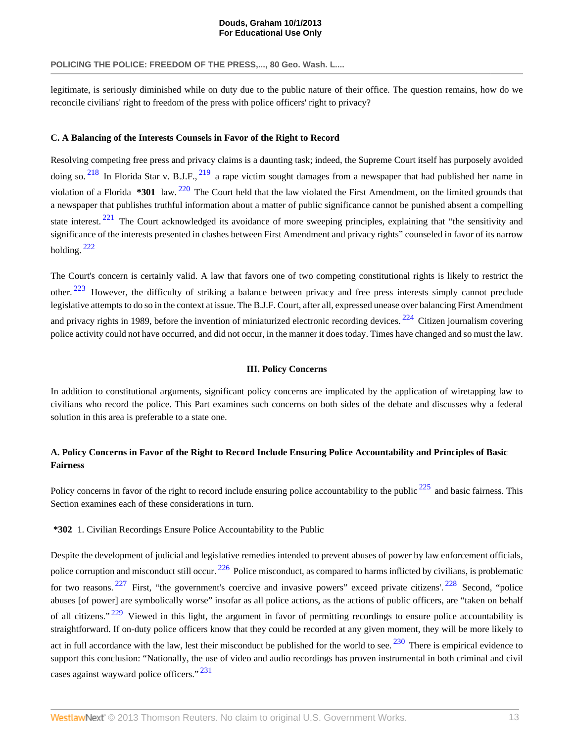legitimate, is seriously diminished while on duty due to the public nature of their office. The question remains, how do we reconcile civilians' right to freedom of the press with police officers' right to privacy?

### C. A Balancing of the Interests Counsels in Favor of the Right to Record

Resolving competing free press and privacy claims is a daunting task; indeed, the Supreme Court itself has purposely avoided doing so.[218] In Florida Star v. B.J.F.,[219] a rape victim sought damages from a newspaper that had published her name in violation of a Florida **\*301** law.[220] The Court held that the law violated the First Amendment, on the limited grounds that a newspaper that publishes truthful information about a matter of public significance cannot be punished absent a compelling state interest.[221] The Court acknowledged its avoidance of more sweeping principles, explaining that "the sensitivity and significance of the interests presented in clashes between First Amendment and privacy rights" counseled in favor of its narrow holding.[222]

The Court's concern is certainly valid. A law that favors one of two competing constitutional rights is likely to restrict the other.[223] However, the difficulty of striking a balance between privacy and free press interests simply cannot preclude legislative attempts to do so in the context at issue. The B.J.F. Court, after all, expressed unease over balancing First Amendment and privacy rights in 1989, before the invention of miniaturized electronic recording devices.[224] Citizen journalism covering police activity could not have occurred, and did not occur, in the manner it does today. Times have changed and so must the law.

## III. Policy Concerns

In addition to constitutional arguments, significant policy concerns are implicated by the application of wiretapping law to civilians who record the police. This Part examines such concerns on both sides of the debate and discusses why a federal solution in this area is preferable to a state one.

### A. Policy Concerns in Favor of the Right to Record Include Ensuring Police Accountability and Principles of Basic Fairness

Policy concerns in favor of the right to record include ensuring police accountability to the public[225] and basic fairness. This Section examines each of these considerations in turn.

**\*302** 1. Civilian Recordings Ensure Police Accountability to the Public

Despite the development of judicial and legislative remedies intended to prevent abuses of power by law enforcement officials, police corruption and misconduct still occur.[226] Police misconduct, as compared to harms inflicted by civilians, is problematic for two reasons.[227] First, "the government's coercive and invasive powers" exceed private citizens'.[228] Second, "police abuses [of power] are symbolically worse" insofar as all police actions, as the actions of public officers, are "taken on behalf of all citizens."[229] Viewed in this light, the argument in favor of permitting recordings to ensure police accountability is straightforward. If on-duty police officers know that they could be recorded at any given moment, they will be more likely to act in full accordance with the law, lest their misconduct be published for the world to see.[230] There is empirical evidence to support this conclusion: "Nationally, the use of video and audio recordings has proven instrumental in both criminal and civil cases against wayward police officers."[231]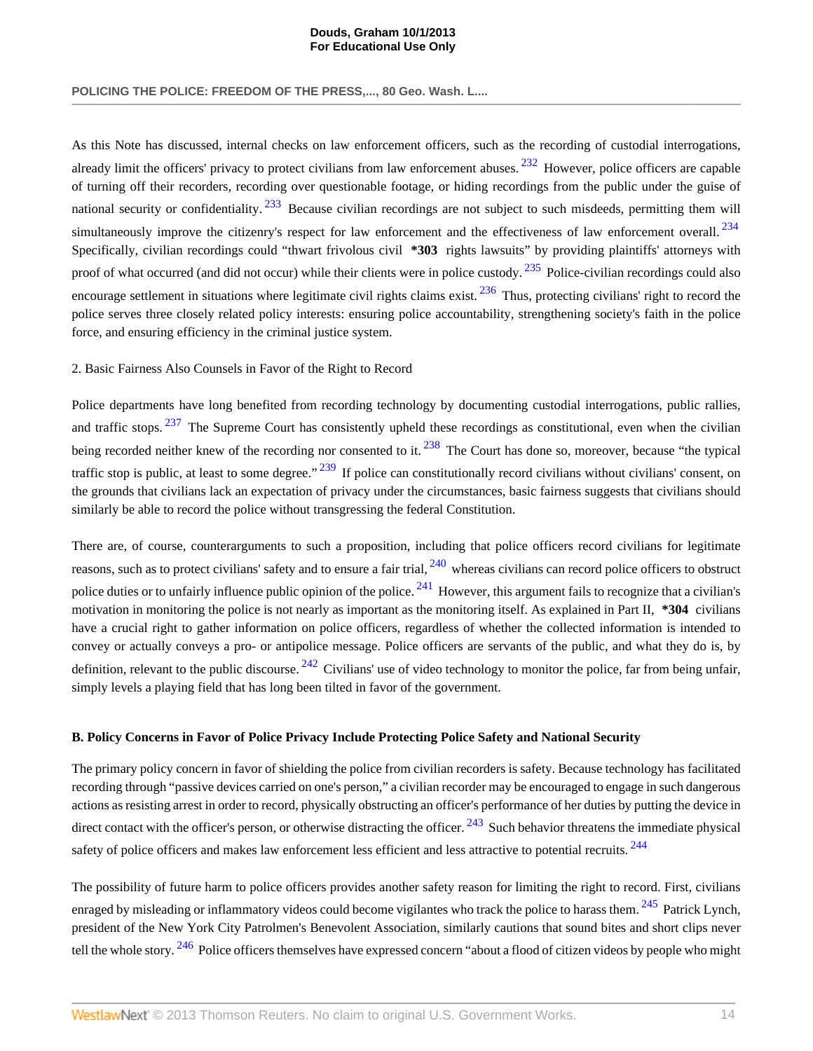As this Note has discussed, internal checks on law enforcement officers, such as the recording of custodial interrogations, already limit the officers' privacy to protect civilians from law enforcement abuses.[232] However, police officers are capable of turning off their recorders, recording over questionable footage, or hiding recordings from the public under the guise of national security or confidentiality.[233] Because civilian recordings are not subject to such misdeeds, permitting them will simultaneously improve the citizenry's respect for law enforcement and the effectiveness of law enforcement overall.[234] Specifically, civilian recordings could "thwart frivolous civil **\*303** rights lawsuits" by providing plaintiffs' attorneys with proof of what occurred (and did not occur) while their clients were in police custody.[235] Police-civilian recordings could also encourage settlement in situations where legitimate civil rights claims exist.[236] Thus, protecting civilians' right to record the police serves three closely related policy interests: ensuring police accountability, strengthening society's faith in the police force, and ensuring efficiency in the criminal justice system.

2. Basic Fairness Also Counsels in Favor of the Right to Record

Police departments have long benefited from recording technology by documenting custodial interrogations, public rallies, and traffic stops.[237] The Supreme Court has consistently upheld these recordings as constitutional, even when the civilian being recorded neither knew of the recording nor consented to it.[238] The Court has done so, moreover, because "the typical traffic stop is public, at least to some degree."[239] If police can constitutionally record civilians without civilians' consent, on the grounds that civilians lack an expectation of privacy under the circumstances, basic fairness suggests that civilians should similarly be able to record the police without transgressing the federal Constitution.

There are, of course, counterarguments to such a proposition, including that police officers record civilians for legitimate reasons, such as to protect civilians' safety and to ensure a fair trial,[240] whereas civilians can record police officers to obstruct police duties or to unfairly influence public opinion of the police.[241] However, this argument fails to recognize that a civilian's motivation in monitoring the police is not nearly as important as the monitoring itself. As explained in Part II, **\*304** civilians have a crucial right to gather information on police officers, regardless of whether the collected information is intended to convey or actually conveys a pro- or antipolice message. Police officers are servants of the public, and what they do is, by definition, relevant to the public discourse.[242] Civilians' use of video technology to monitor the police, far from being unfair, simply levels a playing field that has long been tilted in favor of the government.

### B. Policy Concerns in Favor of Police Privacy Include Protecting Police Safety and National Security

The primary policy concern in favor of shielding the police from civilian recorders is safety. Because technology has facilitated recording through "passive devices carried on one's person," a civilian recorder may be encouraged to engage in such dangerous actions as resisting arrest in order to record, physically obstructing an officer's performance of her duties by putting the device in direct contact with the officer's person, or otherwise distracting the officer.[243] Such behavior threatens the immediate physical safety of police officers and makes law enforcement less efficient and less attractive to potential recruits.[244]

The possibility of future harm to police officers provides another safety reason for limiting the right to record. First, civilians enraged by misleading or inflammatory videos could become vigilantes who track the police to harass them.[245] Patrick Lynch, president of the New York City Patrolmen's Benevolent Association, similarly cautions that sound bites and short clips never tell the whole story.[246] Police officers themselves have expressed concern "about a flood of citizen videos by people who might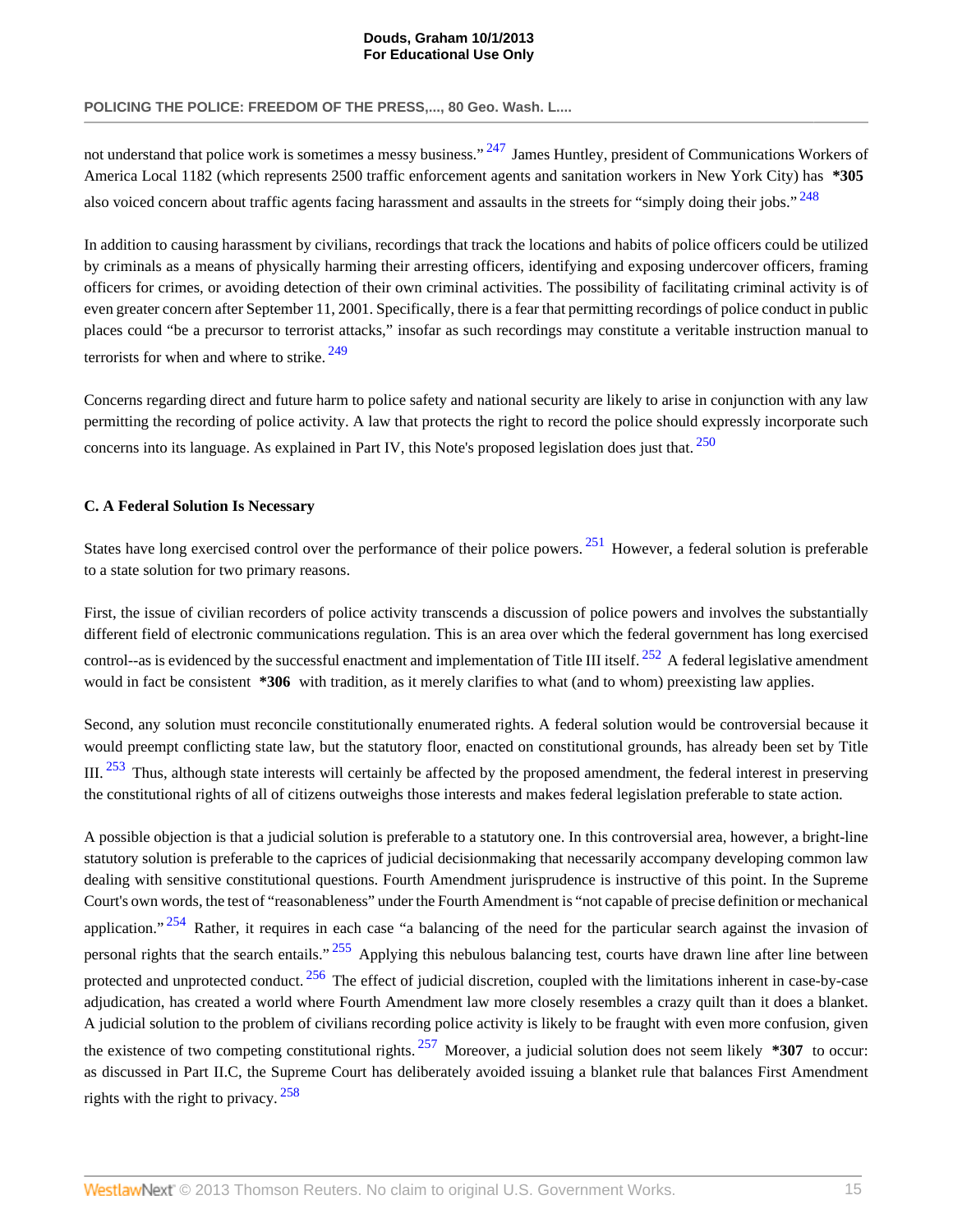not understand that police work is sometimes a messy business." [247] James Huntley, president of Communications Workers of America Local 1182 (which represents 2500 traffic enforcement agents and sanitation workers in New York City) has **\*305** also voiced concern about traffic agents facing harassment and assaults in the streets for "simply doing their jobs." [248]

In addition to causing harassment by civilians, recordings that track the locations and habits of police officers could be utilized by criminals as a means of physically harming their arresting officers, identifying and exposing undercover officers, framing officers for crimes, or avoiding detection of their own criminal activities. The possibility of facilitating criminal activity is of even greater concern after September 11, 2001. Specifically, there is a fear that permitting recordings of police conduct in public places could "be a precursor to terrorist attacks," insofar as such recordings may constitute a veritable instruction manual to terrorists for when and where to strike. [249]

Concerns regarding direct and future harm to police safety and national security are likely to arise in conjunction with any law permitting the recording of police activity. A law that protects the right to record the police should expressly incorporate such concerns into its language. As explained in Part IV, this Note's proposed legislation does just that. [250]

### C. A Federal Solution Is Necessary

States have long exercised control over the performance of their police powers. [251] However, a federal solution is preferable to a state solution for two primary reasons.

First, the issue of civilian recorders of police activity transcends a discussion of police powers and involves the substantially different field of electronic communications regulation. This is an area over which the federal government has long exercised control--as is evidenced by the successful enactment and implementation of Title III itself. [252] A federal legislative amendment would in fact be consistent **\*306** with tradition, as it merely clarifies to what (and to whom) preexisting law applies.

Second, any solution must reconcile constitutionally enumerated rights. A federal solution would be controversial because it would preempt conflicting state law, but the statutory floor, enacted on constitutional grounds, has already been set by Title III. [253] Thus, although state interests will certainly be affected by the proposed amendment, the federal interest in preserving the constitutional rights of all of citizens outweighs those interests and makes federal legislation preferable to state action.

A possible objection is that a judicial solution is preferable to a statutory one. In this controversial area, however, a bright-line statutory solution is preferable to the caprices of judicial decisionmaking that necessarily accompany developing common law dealing with sensitive constitutional questions. Fourth Amendment jurisprudence is instructive of this point. In the Supreme Court's own words, the test of "reasonableness" under the Fourth Amendment is "not capable of precise definition or mechanical application." [254] Rather, it requires in each case "a balancing of the need for the particular search against the invasion of personal rights that the search entails." [255] Applying this nebulous balancing test, courts have drawn line after line between protected and unprotected conduct. [256] The effect of judicial discretion, coupled with the limitations inherent in case-by-case adjudication, has created a world where Fourth Amendment law more closely resembles a crazy quilt than it does a blanket. A judicial solution to the problem of civilians recording police activity is likely to be fraught with even more confusion, given the existence of two competing constitutional rights. [257] Moreover, a judicial solution does not seem likely **\*307** to occur: as discussed in Part II.C, the Supreme Court has deliberately avoided issuing a blanket rule that balances First Amendment rights with the right to privacy. [258]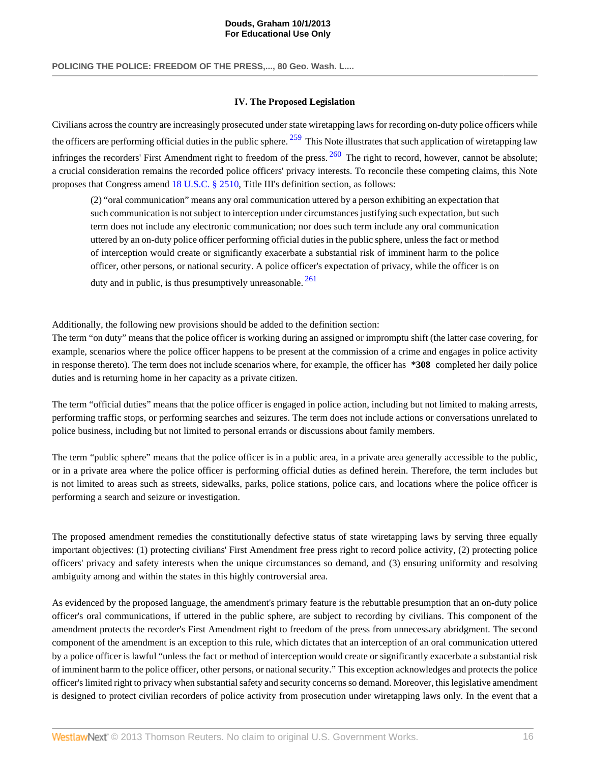### IV. The Proposed Legislation

Civilians across the country are increasingly prosecuted under state wiretapping laws for recording on-duty police officers while the officers are performing official duties in the public sphere. [259] This Note illustrates that such application of wiretapping law infringes the recorders' First Amendment right to freedom of the press. [260] The right to record, however, cannot be absolute; a crucial consideration remains the recorded police officers' privacy interests. To reconcile these competing claims, this Note proposes that Congress amend 18 U.S.C. § 2510, Title III's definition section, as follows:

> (2) "oral communication" means any oral communication uttered by a person exhibiting an expectation that such communication is not subject to interception under circumstances justifying such expectation, but such term does not include any electronic communication; nor does such term include any oral communication uttered by an on-duty police officer performing official duties in the public sphere, unless the fact or method of interception would create or significantly exacerbate a substantial risk of imminent harm to the police officer, other persons, or national security. A police officer's expectation of privacy, while the officer is on duty and in public, is thus presumptively unreasonable. [261]

Additionally, the following new provisions should be added to the definition section:

The term "on duty" means that the police officer is working during an assigned or impromptu shift (the latter case covering, for example, scenarios where the police officer happens to be present at the commission of a crime and engages in police activity in response thereto). The term does not include scenarios where, for example, the officer has **\*308** completed her daily police duties and is returning home in her capacity as a private citizen.

The term "official duties" means that the police officer is engaged in police action, including but not limited to making arrests, performing traffic stops, or performing searches and seizures. The term does not include actions or conversations unrelated to police business, including but not limited to personal errands or discussions about family members.

The term "public sphere" means that the police officer is in a public area, in a private area generally accessible to the public, or in a private area where the police officer is performing official duties as defined herein. Therefore, the term includes but is not limited to areas such as streets, sidewalks, parks, police stations, police cars, and locations where the police officer is performing a search and seizure or investigation.

The proposed amendment remedies the constitutionally defective status of state wiretapping laws by serving three equally important objectives: (1) protecting civilians' First Amendment free press right to record police activity, (2) protecting police officers' privacy and safety interests when the unique circumstances so demand, and (3) ensuring uniformity and resolving ambiguity among and within the states in this highly controversial area.

As evidenced by the proposed language, the amendment's primary feature is the rebuttable presumption that an on-duty police officer's oral communications, if uttered in the public sphere, are subject to recording by civilians. This component of the amendment protects the recorder's First Amendment right to freedom of the press from unnecessary abridgment. The second component of the amendment is an exception to this rule, which dictates that an interception of an oral communication uttered by a police officer is lawful "unless the fact or method of interception would create or significantly exacerbate a substantial risk of imminent harm to the police officer, other persons, or national security." This exception acknowledges and protects the police officer's limited right to privacy when substantial safety and security concerns so demand. Moreover, this legislative amendment is designed to protect civilian recorders of police activity from prosecution under wiretapping laws only. In the event that a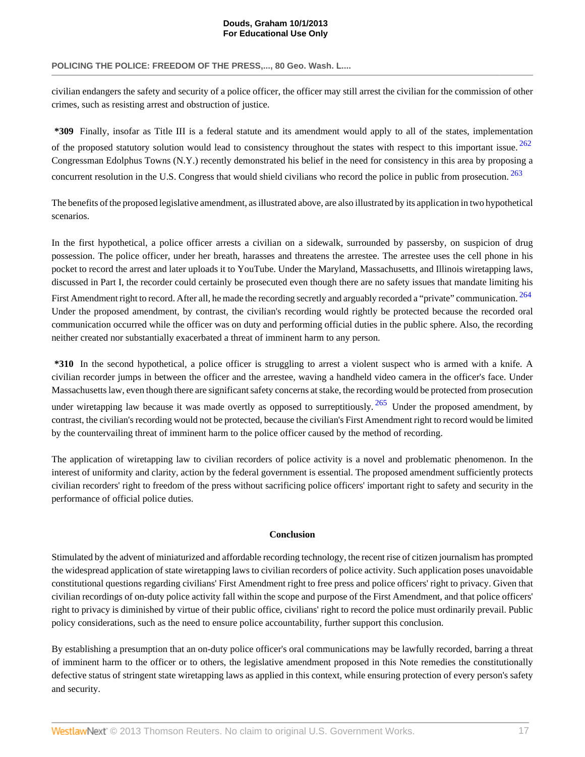civilian endangers the safety and security of a police officer, the officer may still arrest the civilian for the commission of other crimes, such as resisting arrest and obstruction of justice.

**\*309** Finally, insofar as Title III is a federal statute and its amendment would apply to all of the states, implementation of the proposed statutory solution would lead to consistency throughout the states with respect to this important issue.[262] Congressman Edolphus Towns (N.Y.) recently demonstrated his belief in the need for consistency in this area by proposing a concurrent resolution in the U.S. Congress that would shield civilians who record the police in public from prosecution.[263]

The benefits of the proposed legislative amendment, as illustrated above, are also illustrated by its application in two hypothetical scenarios.

In the first hypothetical, a police officer arrests a civilian on a sidewalk, surrounded by passersby, on suspicion of drug possession. The police officer, under her breath, harasses and threatens the arrestee. The arrestee uses the cell phone in his pocket to record the arrest and later uploads it to YouTube. Under the Maryland, Massachusetts, and Illinois wiretapping laws, discussed in Part I, the recorder could certainly be prosecuted even though there are no safety issues that mandate limiting his First Amendment right to record. After all, he made the recording secretly and arguably recorded a "private" communication.[264] Under the proposed amendment, by contrast, the civilian's recording would rightly be protected because the recorded oral communication occurred while the officer was on duty and performing official duties in the public sphere. Also, the recording neither created nor substantially exacerbated a threat of imminent harm to any person.

**\*310** In the second hypothetical, a police officer is struggling to arrest a violent suspect who is armed with a knife. A civilian recorder jumps in between the officer and the arrestee, waving a handheld video camera in the officer's face. Under Massachusetts law, even though there are significant safety concerns at stake, the recording would be protected from prosecution under wiretapping law because it was made overtly as opposed to surreptitiously.[265] Under the proposed amendment, by contrast, the civilian's recording would not be protected, because the civilian's First Amendment right to record would be limited by the countervailing threat of imminent harm to the police officer caused by the method of recording.

The application of wiretapping law to civilian recorders of police activity is a novel and problematic phenomenon. In the interest of uniformity and clarity, action by the federal government is essential. The proposed amendment sufficiently protects civilian recorders' right to freedom of the press without sacrificing police officers' important right to safety and security in the performance of official police duties.

## Conclusion

Stimulated by the advent of miniaturized and affordable recording technology, the recent rise of citizen journalism has prompted the widespread application of state wiretapping laws to civilian recorders of police activity. Such application poses unavoidable constitutional questions regarding civilians' First Amendment right to free press and police officers' right to privacy. Given that civilian recordings of on-duty police activity fall within the scope and purpose of the First Amendment, and that police officers' right to privacy is diminished by virtue of their public office, civilians' right to record the police must ordinarily prevail. Public policy considerations, such as the need to ensure police accountability, further support this conclusion.

By establishing a presumption that an on-duty police officer's oral communications may be lawfully recorded, barring a threat of imminent harm to the officer or to others, the legislative amendment proposed in this Note remedies the constitutionally defective status of stringent state wiretapping laws as applied in this context, while ensuring protection of every person's safety and security.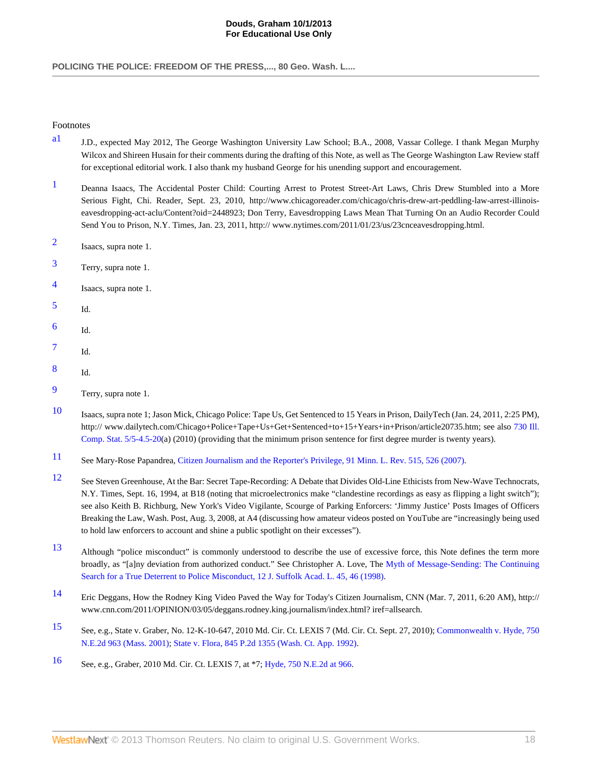Footnotes

a1 J.D., expected May 2012, The George Washington University Law School; B.A., 2008, Vassar College. I thank Megan Murphy Wilcox and Shireen Husain for their comments during the drafting of this Note, as well as The George Washington Law Review staff for exceptional editorial work. I also thank my husband George for his unending support and encouragement.

1 Deanna Isaacs, The Accidental Poster Child: Courting Arrest to Protest Street-Art Laws, Chris Drew Stumbled into a More Serious Fight, Chi. Reader, Sept. 23, 2010, http://www.chicagoreader.com/chicago/chris-drew-art-peddling-law-arrest-illinois-eavesdropping-act-aclu/Content?oid=2448923; Don Terry, Eavesdropping Laws Mean That Turning On an Audio Recorder Could Send You to Prison, N.Y. Times, Jan. 23, 2011, http:// www.nytimes.com/2011/01/23/us/23cnceavesdropping.html.

2 Isaacs, supra note 1.

3 Terry, supra note 1.

4 Isaacs, supra note 1.

5 Id.

6 Id.

7 Id.

8 Id.

9 Terry, supra note 1.

10 Isaacs, supra note 1; Jason Mick, Chicago Police: Tape Us, Get Sentenced to 15 Years in Prison, DailyTech (Jan. 24, 2011, 2:25 PM), http:// www.dailytech.com/Chicago+Police+Tape+Us+Get+Sentenced+to+15+Years+in+Prison/article20735.htm; see also 730 Ill. Comp. Stat. 5/5-4.5-20(a) (2010) (providing that the minimum prison sentence for first degree murder is twenty years).

11 See Mary-Rose Papandrea, Citizen Journalism and the Reporter's Privilege, 91 Minn. L. Rev. 515, 526 (2007).

12 See Steven Greenhouse, At the Bar: Secret Tape-Recording: A Debate that Divides Old-Line Ethicists from New-Wave Technocrats, N.Y. Times, Sept. 16, 1994, at B18 (noting that microelectronics make "clandestine recordings as easy as flipping a light switch"); see also Keith B. Richburg, New York's Video Vigilante, Scourge of Parking Enforcers: 'Jimmy Justice' Posts Images of Officers Breaking the Law, Wash. Post, Aug. 3, 2008, at A4 (discussing how amateur videos posted on YouTube are "increasingly being used to hold law enforcers to account and shine a public spotlight on their excesses").

13 Although "police misconduct" is commonly understood to describe the use of excessive force, this Note defines the term more broadly, as "[a]ny deviation from authorized conduct." See Christopher A. Love, The Myth of Message-Sending: The Continuing Search for a True Deterrent to Police Misconduct, 12 J. Suffolk Acad. L. 45, 46 (1998).

14 Eric Deggans, How the Rodney King Video Paved the Way for Today's Citizen Journalism, CNN (Mar. 7, 2011, 6:20 AM), http:// www.cnn.com/2011/OPINION/03/05/deggans.rodney.king.journalism/index.html? iref=allsearch.

15 See, e.g., State v. Graber, No. 12-K-10-647, 2010 Md. Cir. Ct. LEXIS 7 (Md. Cir. Ct. Sept. 27, 2010); Commonwealth v. Hyde, 750 N.E.2d 963 (Mass. 2001); State v. Flora, 845 P.2d 1355 (Wash. Ct. App. 1992).

16 See, e.g., Graber, 2010 Md. Cir. Ct. LEXIS 7, at *7; Hyde, 750 N.E.2d at 966.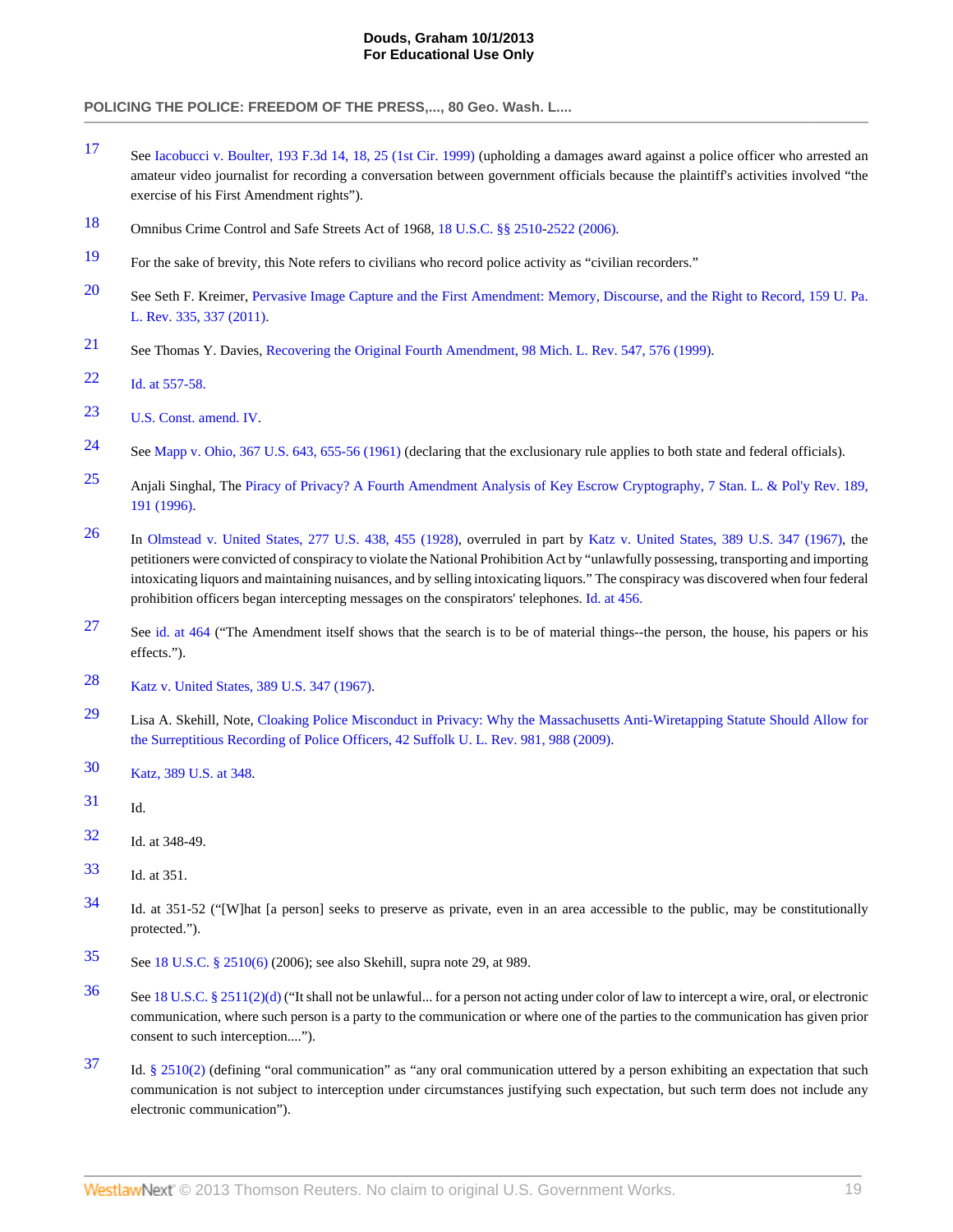17 See Iacobucci v. Boulter, 193 F.3d 14, 18, 25 (1st Cir. 1999) (upholding a damages award against a police officer who arrested an amateur video journalist for recording a conversation between government officials because the plaintiff's activities involved "the exercise of his First Amendment rights").

18 Omnibus Crime Control and Safe Streets Act of 1968, 18 U.S.C. §§ 2510-2522 (2006).

19 For the sake of brevity, this Note refers to civilians who record police activity as "civilian recorders."

20 See Seth F. Kreimer, Pervasive Image Capture and the First Amendment: Memory, Discourse, and the Right to Record, 159 U. Pa. L. Rev. 335, 337 (2011).

21 See Thomas Y. Davies, Recovering the Original Fourth Amendment, 98 Mich. L. Rev. 547, 576 (1999).

22 Id. at 557-58.

23 U.S. Const. amend. IV.

24 See Mapp v. Ohio, 367 U.S. 643, 655-56 (1961) (declaring that the exclusionary rule applies to both state and federal officials).

25 Anjali Singhal, The Piracy of Privacy? A Fourth Amendment Analysis of Key Escrow Cryptography, 7 Stan. L. & Pol'y Rev. 189, 191 (1996).

26 In Olmstead v. United States, 277 U.S. 438, 455 (1928), overruled in part by Katz v. United States, 389 U.S. 347 (1967), the petitioners were convicted of conspiracy to violate the National Prohibition Act by "unlawfully possessing, transporting and importing intoxicating liquors and maintaining nuisances, and by selling intoxicating liquors." The conspiracy was discovered when four federal prohibition officers began intercepting messages on the conspirators' telephones. Id. at 456.

27 See id. at 464 ("The Amendment itself shows that the search is to be of material things--the person, the house, his papers or his effects.").

28 Katz v. United States, 389 U.S. 347 (1967).

29 Lisa A. Skehill, Note, Cloaking Police Misconduct in Privacy: Why the Massachusetts Anti-Wiretapping Statute Should Allow for the Surreptitious Recording of Police Officers, 42 Suffolk U. L. Rev. 981, 988 (2009).

30 Katz, 389 U.S. at 348.

31 Id.

32 Id. at 348-49.

33 Id. at 351.

34 Id. at 351-52 ("[W]hat [a person] seeks to preserve as private, even in an area accessible to the public, may be constitutionally protected.").

35 See 18 U.S.C. § 2510(6) (2006); see also Skehill, supra note 29, at 989.

36 See 18 U.S.C. § 2511(2)(d) ("It shall not be unlawful... for a person not acting under color of law to intercept a wire, oral, or electronic communication, where such person is a party to the communication or where one of the parties to the communication has given prior consent to such interception....").

37 Id. § 2510(2) (defining "oral communication" as "any oral communication uttered by a person exhibiting an expectation that such communication is not subject to interception under circumstances justifying such expectation, but such term does not include any electronic communication").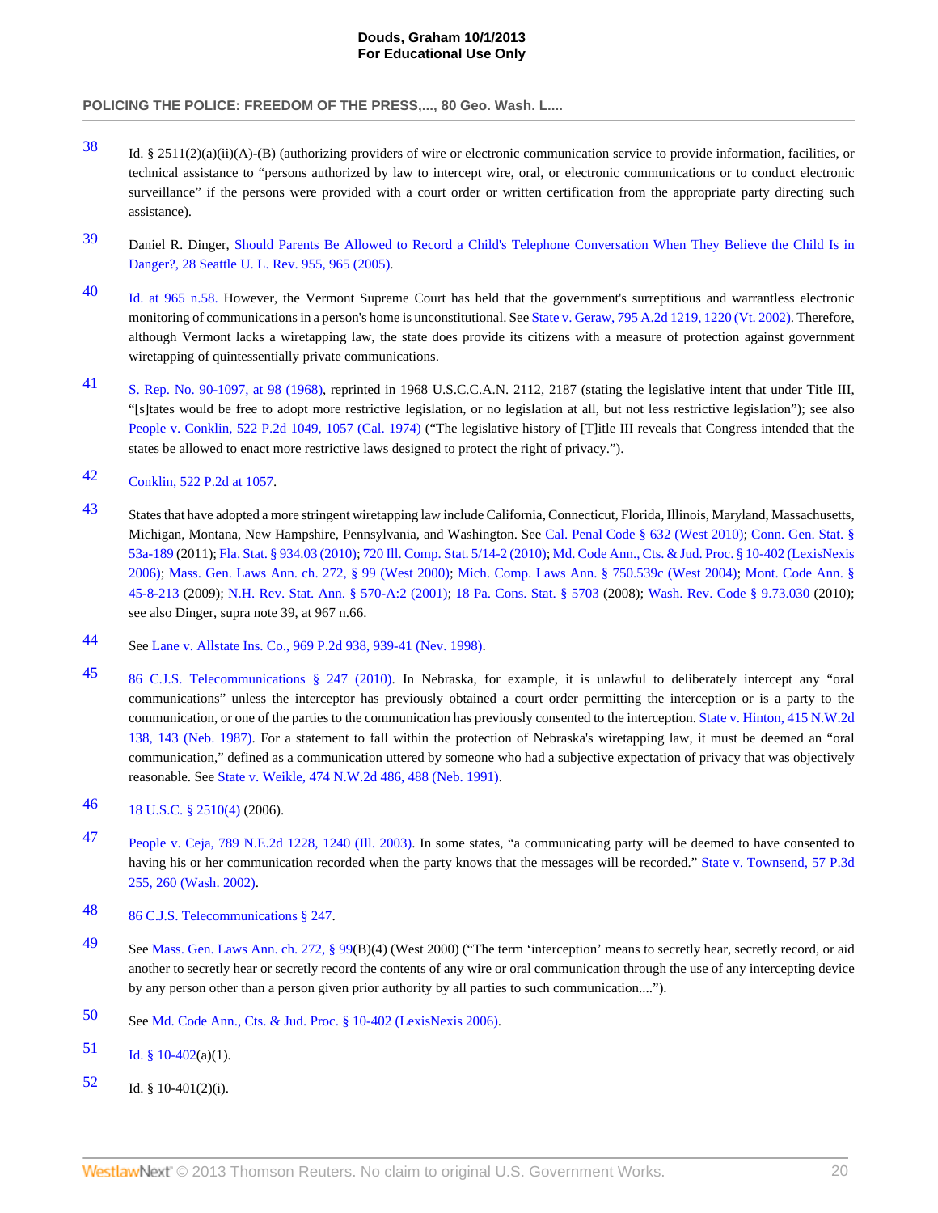38 Id. § 2511(2)(a)(ii)(A)-(B) (authorizing providers of wire or electronic communication service to provide information, facilities, or technical assistance to "persons authorized by law to intercept wire, oral, or electronic communications or to conduct electronic surveillance" if the persons were provided with a court order or written certification from the appropriate party directing such assistance).

39 Daniel R. Dinger, Should Parents Be Allowed to Record a Child's Telephone Conversation When They Believe the Child Is in Danger?, 28 Seattle U. L. Rev. 955, 965 (2005).

40 Id. at 965 n.58. However, the Vermont Supreme Court has held that the government's surreptitious and warrantless electronic monitoring of communications in a person's home is unconstitutional. See State v. Geraw, 795 A.2d 1219, 1220 (Vt. 2002). Therefore, although Vermont lacks a wiretapping law, the state does provide its citizens with a measure of protection against government wiretapping of quintessentially private communications.

41 S. Rep. No. 90-1097, at 98 (1968), reprinted in 1968 U.S.C.C.A.N. 2112, 2187 (stating the legislative intent that under Title III, "[s]tates would be free to adopt more restrictive legislation, or no legislation at all, but not less restrictive legislation"); see also People v. Conklin, 522 P.2d 1049, 1057 (Cal. 1974) ("The legislative history of [T]itle III reveals that Congress intended that the states be allowed to enact more restrictive laws designed to protect the right of privacy.").

42 Conklin, 522 P.2d at 1057.

43 States that have adopted a more stringent wiretapping law include California, Connecticut, Florida, Illinois, Maryland, Massachusetts, Michigan, Montana, New Hampshire, Pennsylvania, and Washington. See Cal. Penal Code § 632 (West 2010); Conn. Gen. Stat. § 53a-189 (2011); Fla. Stat. § 934.03 (2010); 720 Ill. Comp. Stat. 5/14-2 (2010); Md. Code Ann., Cts. & Jud. Proc. § 10-402 (LexisNexis 2006); Mass. Gen. Laws Ann. ch. 272, § 99 (West 2000); Mich. Comp. Laws Ann. § 750.539c (West 2004); Mont. Code Ann. § 45-8-213 (2009); N.H. Rev. Stat. Ann. § 570-A:2 (2001); 18 Pa. Cons. Stat. § 5703 (2008); Wash. Rev. Code § 9.73.030 (2010); see also Dinger, supra note 39, at 967 n.66.

44 See Lane v. Allstate Ins. Co., 969 P.2d 938, 939-41 (Nev. 1998).

45 86 C.J.S. Telecommunications § 247 (2010). In Nebraska, for example, it is unlawful to deliberately intercept any "oral communications" unless the interceptor has previously obtained a court order permitting the interception or is a party to the communication, or one of the parties to the communication has previously consented to the interception. State v. Hinton, 415 N.W.2d 138, 143 (Neb. 1987). For a statement to fall within the protection of Nebraska's wiretapping law, it must be deemed an "oral communication," defined as a communication uttered by someone who had a subjective expectation of privacy that was objectively reasonable. See State v. Weikle, 474 N.W.2d 486, 488 (Neb. 1991).

46 18 U.S.C. § 2510(4) (2006).

47 People v. Ceja, 789 N.E.2d 1228, 1240 (Ill. 2003). In some states, "a communicating party will be deemed to have consented to having his or her communication recorded when the party knows that the messages will be recorded." State v. Townsend, 57 P.3d 255, 260 (Wash. 2002).

48 86 C.J.S. Telecommunications § 247.

49 See Mass. Gen. Laws Ann. ch. 272, § 99(B)(4) (West 2000) ("The term 'interception' means to secretly hear, secretly record, or aid another to secretly hear or secretly record the contents of any wire or oral communication through the use of any intercepting device by any person other than a person given prior authority by all parties to such communication....").

50 See Md. Code Ann., Cts. & Jud. Proc. § 10-402 (LexisNexis 2006).

51 Id. § 10-402(a)(1).

52 Id. § 10-401(2)(i).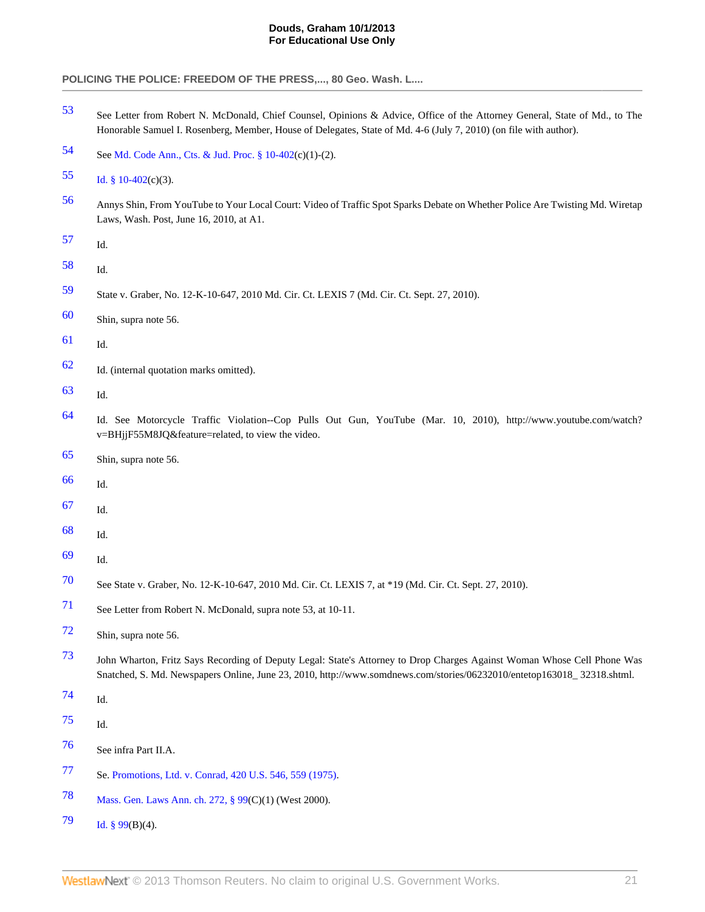53 See Letter from Robert N. McDonald, Chief Counsel, Opinions & Advice, Office of the Attorney General, State of Md., to The Honorable Samuel I. Rosenberg, Member, House of Delegates, State of Md. 4-6 (July 7, 2010) (on file with author).

54 See Md. Code Ann., Cts. & Jud. Proc. § 10-402(c)(1)-(2).

55 Id. § 10-402(c)(3).

56 Annys Shin, From YouTube to Your Local Court: Video of Traffic Spot Sparks Debate on Whether Police Are Twisting Md. Wiretap Laws, Wash. Post, June 16, 2010, at A1.

57 Id.

58 Id.

59 State v. Graber, No. 12-K-10-647, 2010 Md. Cir. Ct. LEXIS 7 (Md. Cir. Ct. Sept. 27, 2010).

60 Shin, supra note 56.

61 Id.

62 Id. (internal quotation marks omitted).

63 Id.

64 Id. See Motorcycle Traffic Violation--Cop Pulls Out Gun, YouTube (Mar. 10, 2010), http://www.youtube.com/watch?v=BHjjF55M8JQ&feature=related, to view the video.

65 Shin, supra note 56.

66 Id.

67 Id.

68 Id.

69 Id.

70 See State v. Graber, No. 12-K-10-647, 2010 Md. Cir. Ct. LEXIS 7, at *19 (Md. Cir. Ct. Sept. 27, 2010).

71 See Letter from Robert N. McDonald, supra note 53, at 10-11.

72 Shin, supra note 56.

73 John Wharton, Fritz Says Recording of Deputy Legal: State's Attorney to Drop Charges Against Woman Whose Cell Phone Was Snatched, S. Md. Newspapers Online, June 23, 2010, http://www.somdnews.com/stories/06232010/entetop163018_ 32318.shtml.

74 Id.

75 Id.

76 See infra Part II.A.

77 Se. Promotions, Ltd. v. Conrad, 420 U.S. 546, 559 (1975).

78 Mass. Gen. Laws Ann. ch. 272, § 99(C)(1) (West 2000).

79 Id. § 99(B)(4).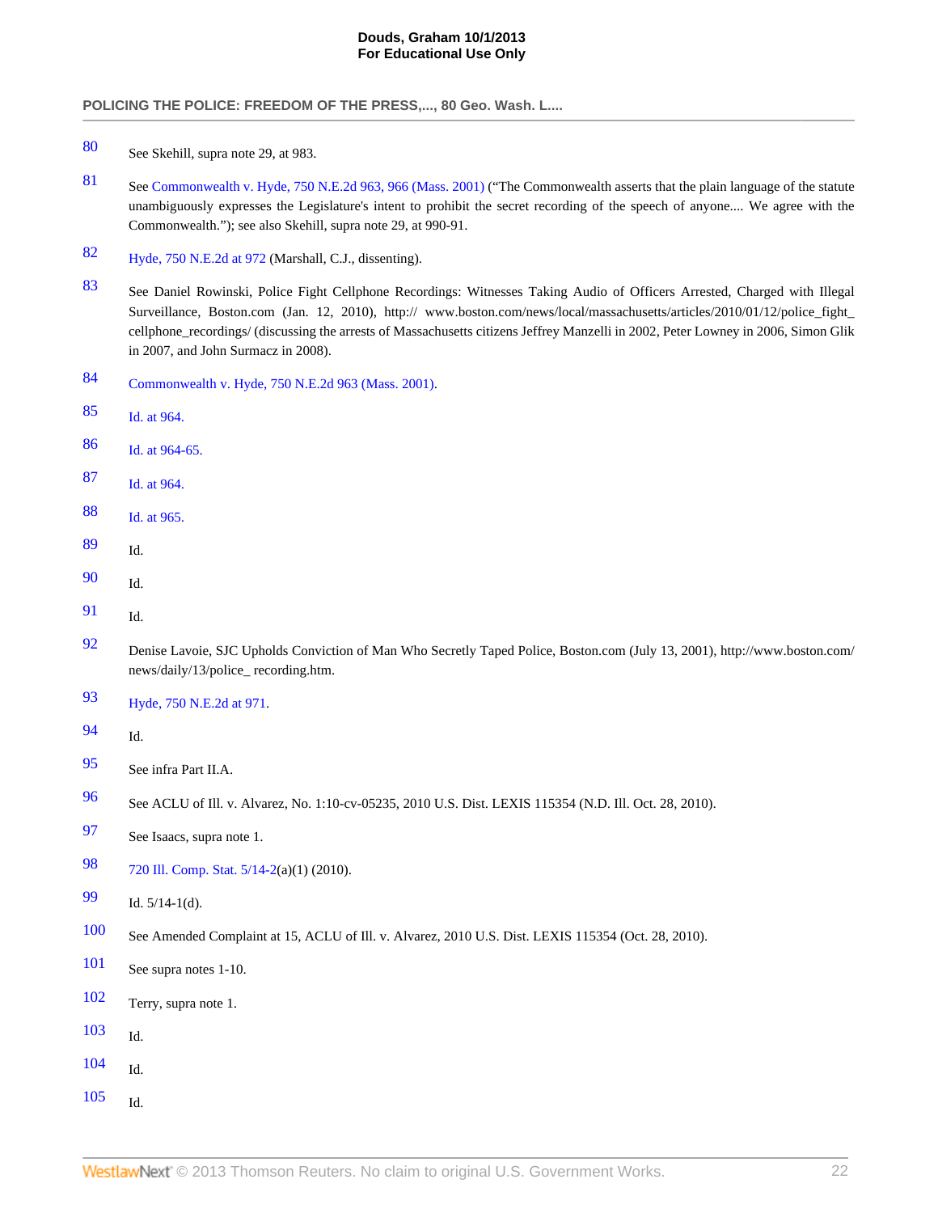80 See Skehill, supra note 29, at 983.

81 See Commonwealth v. Hyde, 750 N.E.2d 963, 966 (Mass. 2001) ("The Commonwealth asserts that the plain language of the statute unambiguously expresses the Legislature's intent to prohibit the secret recording of the speech of anyone.... We agree with the Commonwealth."); see also Skehill, supra note 29, at 990-91.

82 Hyde, 750 N.E.2d at 972 (Marshall, C.J., dissenting).

83 See Daniel Rowinski, Police Fight Cellphone Recordings: Witnesses Taking Audio of Officers Arrested, Charged with Illegal Surveillance, Boston.com (Jan. 12, 2010), http:// www.boston.com/news/local/massachusetts/articles/2010/01/12/police_fight_cellphone_recordings/ (discussing the arrests of Massachusetts citizens Jeffrey Manzelli in 2002, Peter Lowney in 2006, Simon Glik in 2007, and John Surmacz in 2008).

84 Commonwealth v. Hyde, 750 N.E.2d 963 (Mass. 2001).

85 Id. at 964.

86 Id. at 964-65.

87 Id. at 964.

88 Id. at 965.

89 Id.

90 Id.

91 Id.

92 Denise Lavoie, SJC Upholds Conviction of Man Who Secretly Taped Police, Boston.com (July 13, 2001), http://www.boston.com/news/daily/13/police_ recording.htm.

93 Hyde, 750 N.E.2d at 971.

94 Id.

95 See infra Part II.A.

96 See ACLU of Ill. v. Alvarez, No. 1:10-cv-05235, 2010 U.S. Dist. LEXIS 115354 (N.D. Ill. Oct. 28, 2010).

97 See Isaacs, supra note 1.

98 720 Ill. Comp. Stat. 5/14-2(a)(1) (2010).

99 Id. 5/14-1(d).

100 See Amended Complaint at 15, ACLU of Ill. v. Alvarez, 2010 U.S. Dist. LEXIS 115354 (Oct. 28, 2010).

101 See supra notes 1-10.

102 Terry, supra note 1.

103 Id.

104 Id.

105 Id.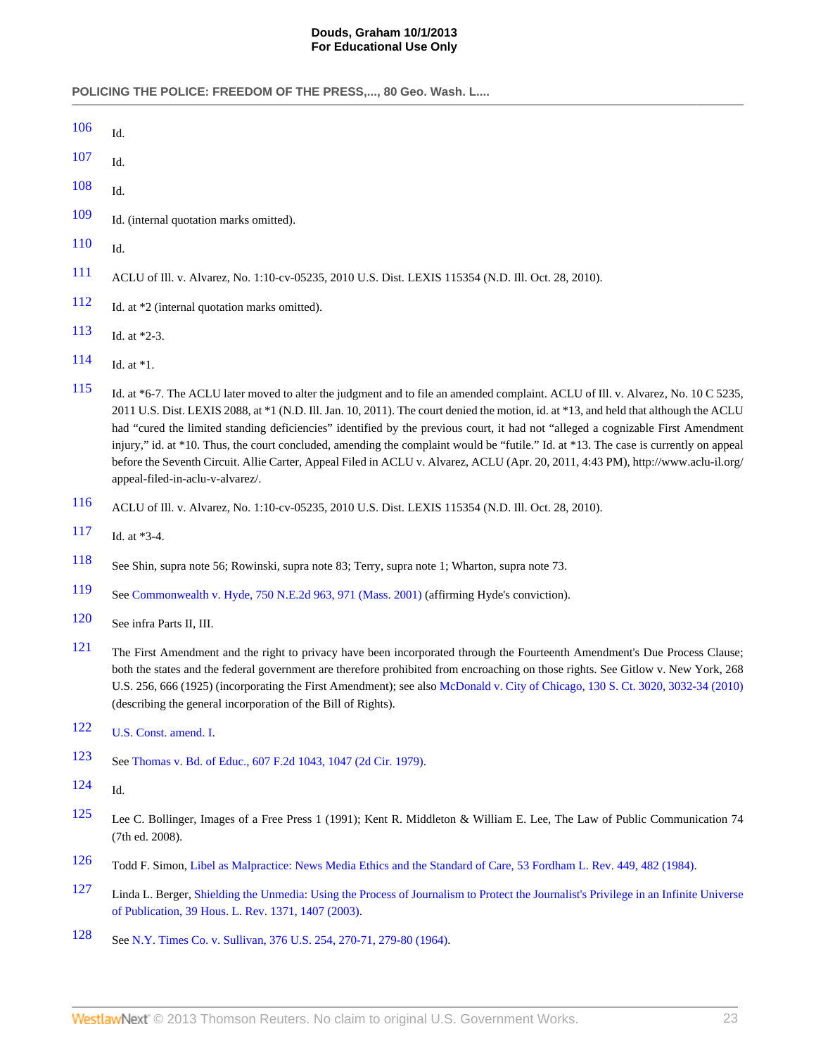106 Id.

107 Id.

108 Id.

109 Id. (internal quotation marks omitted).

110 Id.

111 ACLU of Ill. v. Alvarez, No. 1:10-cv-05235, 2010 U.S. Dist. LEXIS 115354 (N.D. Ill. Oct. 28, 2010).

112 Id. at *2 (internal quotation marks omitted).

113 Id. at *2-3.

114 Id. at *1.

115 Id. at *6-7. The ACLU later moved to alter the judgment and to file an amended complaint. ACLU of Ill. v. Alvarez, No. 10 C 5235, 2011 U.S. Dist. LEXIS 2088, at *1 (N.D. Ill. Jan. 10, 2011). The court denied the motion, id. at *13, and held that although the ACLU had "cured the limited standing deficiencies" identified by the previous court, it had not "alleged a cognizable First Amendment injury," id. at *10. Thus, the court concluded, amending the complaint would be "futile." Id. at *13. The case is currently on appeal before the Seventh Circuit. Allie Carter, Appeal Filed in ACLU v. Alvarez, ACLU (Apr. 20, 2011, 4:43 PM), http://www.aclu-il.org/appeal-filed-in-aclu-v-alvarez/.

116 ACLU of Ill. v. Alvarez, No. 1:10-cv-05235, 2010 U.S. Dist. LEXIS 115354 (N.D. Ill. Oct. 28, 2010).

117 Id. at *3-4.

118 See Shin, supra note 56; Rowinski, supra note 83; Terry, supra note 1; Wharton, supra note 73.

119 See Commonwealth v. Hyde, 750 N.E.2d 963, 971 (Mass. 2001) (affirming Hyde's conviction).

120 See infra Parts II, III.

121 The First Amendment and the right to privacy have been incorporated through the Fourteenth Amendment's Due Process Clause; both the states and the federal government are therefore prohibited from encroaching on those rights. See Gitlow v. New York, 268 U.S. 256, 666 (1925) (incorporating the First Amendment); see also McDonald v. City of Chicago, 130 S. Ct. 3020, 3032-34 (2010) (describing the general incorporation of the Bill of Rights).

122 U.S. Const. amend. I.

123 See Thomas v. Bd. of Educ., 607 F.2d 1043, 1047 (2d Cir. 1979).

124 Id.

125 Lee C. Bollinger, Images of a Free Press 1 (1991); Kent R. Middleton & William E. Lee, The Law of Public Communication 74 (7th ed. 2008).

126 Todd F. Simon, Libel as Malpractice: News Media Ethics and the Standard of Care, 53 Fordham L. Rev. 449, 482 (1984).

127 Linda L. Berger, Shielding the Unmedia: Using the Process of Journalism to Protect the Journalist's Privilege in an Infinite Universe of Publication, 39 Hous. L. Rev. 1371, 1407 (2003).

128 See N.Y. Times Co. v. Sullivan, 376 U.S. 254, 270-71, 279-80 (1964).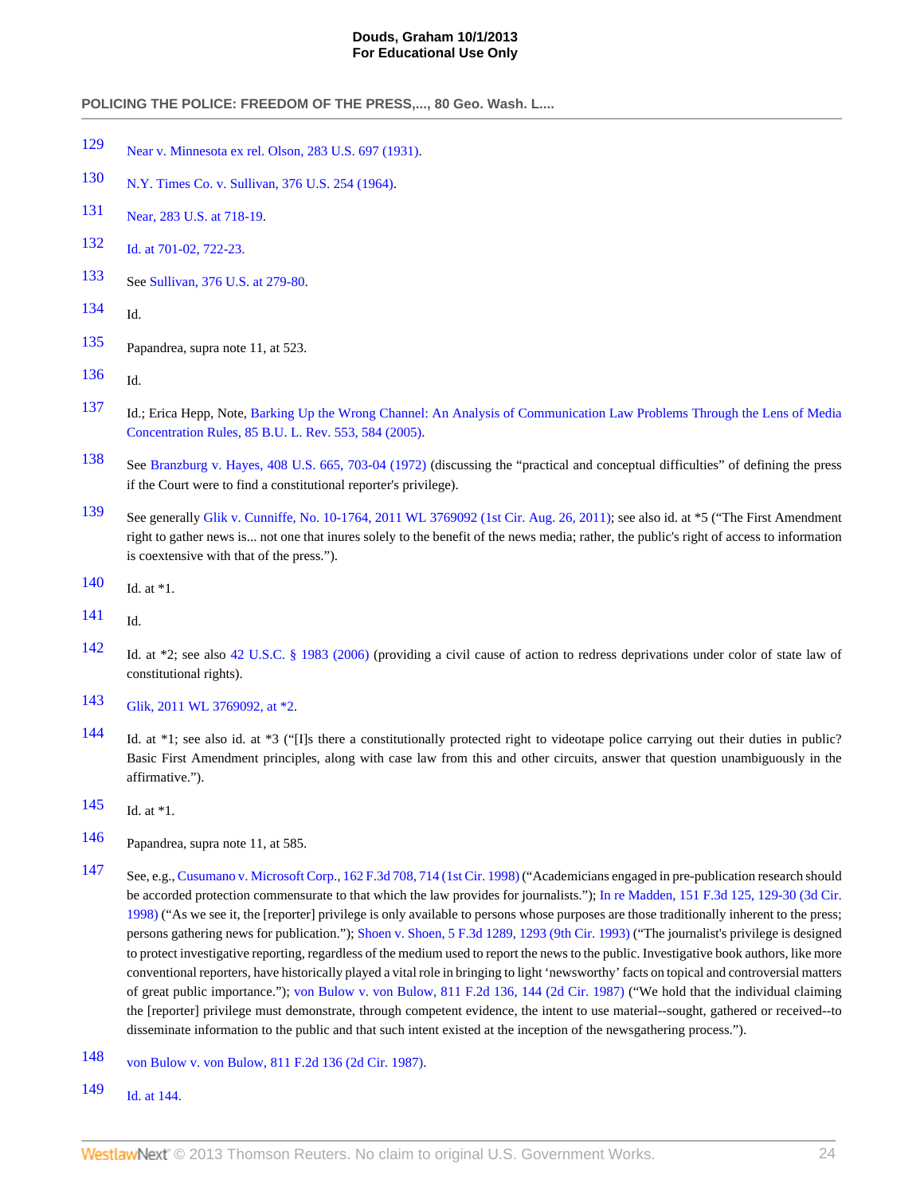129 Near v. Minnesota ex rel. Olson, 283 U.S. 697 (1931).

130 N.Y. Times Co. v. Sullivan, 376 U.S. 254 (1964).

131 Near, 283 U.S. at 718-19.

132 Id. at 701-02, 722-23.

133 See Sullivan, 376 U.S. at 279-80.

134 Id.

135 Papandrea, supra note 11, at 523.

136 Id.

137 Id.; Erica Hepp, Note, Barking Up the Wrong Channel: An Analysis of Communication Law Problems Through the Lens of Media Concentration Rules, 85 B.U. L. Rev. 553, 584 (2005).

138 See Branzburg v. Hayes, 408 U.S. 665, 703-04 (1972) (discussing the "practical and conceptual difficulties" of defining the press if the Court were to find a constitutional reporter's privilege).

139 See generally Glik v. Cunniffe, No. 10-1764, 2011 WL 3769092 (1st Cir. Aug. 26, 2011); see also id. at *5 ("The First Amendment right to gather news is... not one that inures solely to the benefit of the news media; rather, the public's right of access to information is coextensive with that of the press.").

140 Id. at *1.

141 Id.

142 Id. at *2; see also 42 U.S.C. § 1983 (2006) (providing a civil cause of action to redress deprivations under color of state law of constitutional rights).

143 Glik, 2011 WL 3769092, at *2.

144 Id. at *1; see also id. at *3 ("[I]s there a constitutionally protected right to videotape police carrying out their duties in public? Basic First Amendment principles, along with case law from this and other circuits, answer that question unambiguously in the affirmative.").

145 Id. at *1.

146 Papandrea, supra note 11, at 585.

147 See, e.g., Cusumano v. Microsoft Corp., 162 F.3d 708, 714 (1st Cir. 1998) ("Academicians engaged in pre-publication research should be accorded protection commensurate to that which the law provides for journalists."); In re Madden, 151 F.3d 125, 129-30 (3d Cir. 1998) ("As we see it, the [reporter] privilege is only available to persons whose purposes are those traditionally inherent to the press; persons gathering news for publication."); Shoen v. Shoen, 5 F.3d 1289, 1293 (9th Cir. 1993) ("The journalist's privilege is designed to protect investigative reporting, regardless of the medium used to report the news to the public. Investigative book authors, like more conventional reporters, have historically played a vital role in bringing to light 'newsworthy' facts on topical and controversial matters of great public importance."); von Bulow v. von Bulow, 811 F.2d 136, 144 (2d Cir. 1987) ("We hold that the individual claiming the [reporter] privilege must demonstrate, through competent evidence, the intent to use material--sought, gathered or received--to disseminate information to the public and that such intent existed at the inception of the newsgathering process.").

148 von Bulow v. von Bulow, 811 F.2d 136 (2d Cir. 1987).

149 Id. at 144.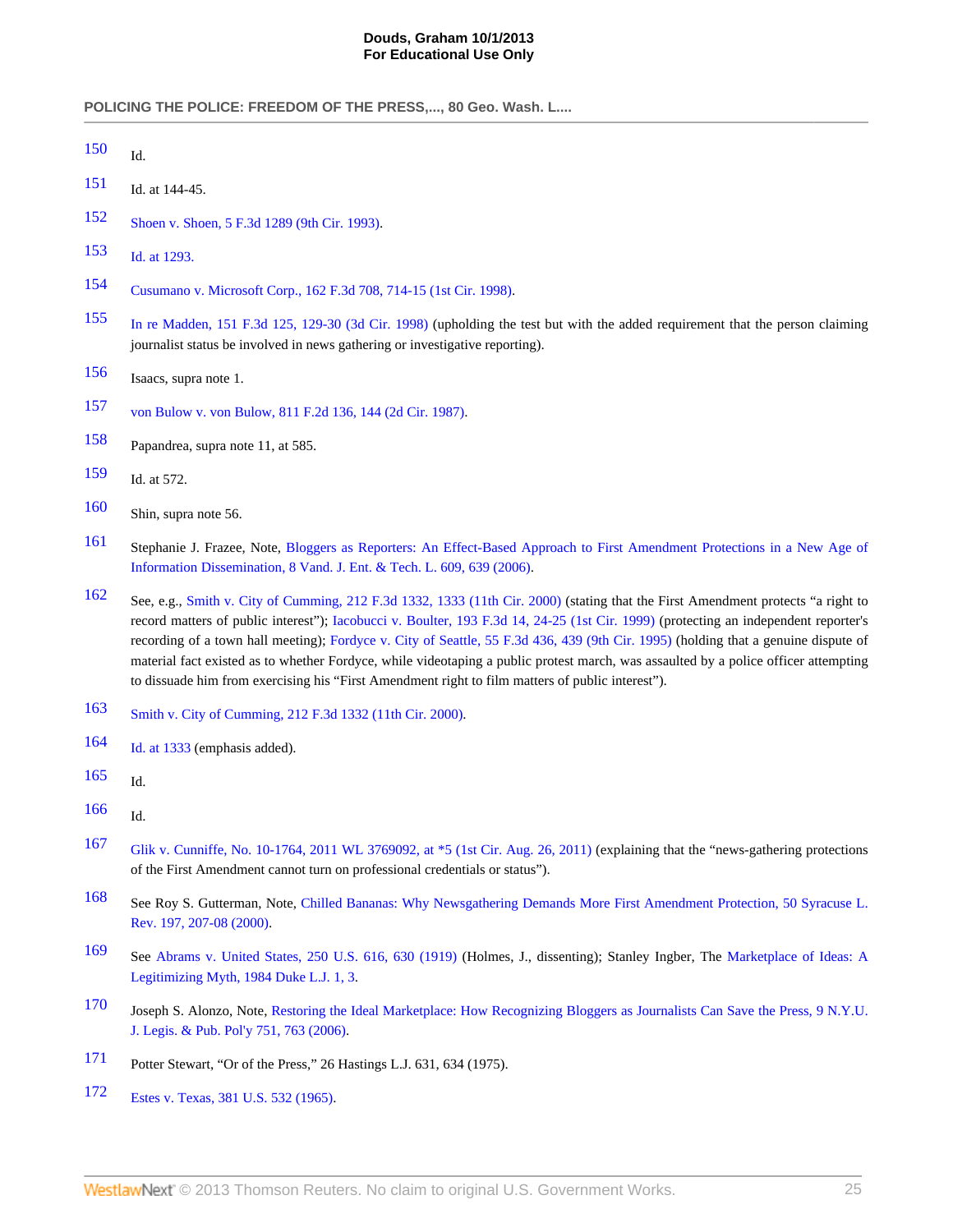150 Id.

151 Id. at 144-45.

152 Shoen v. Shoen, 5 F.3d 1289 (9th Cir. 1993).

153 Id. at 1293.

154 Cusumano v. Microsoft Corp., 162 F.3d 708, 714-15 (1st Cir. 1998).

155 In re Madden, 151 F.3d 125, 129-30 (3d Cir. 1998) (upholding the test but with the added requirement that the person claiming journalist status be involved in news gathering or investigative reporting).

156 Isaacs, supra note 1.

157 von Bulow v. von Bulow, 811 F.2d 136, 144 (2d Cir. 1987).

158 Papandrea, supra note 11, at 585.

159 Id. at 572.

160 Shin, supra note 56.

161 Stephanie J. Frazee, Note, Bloggers as Reporters: An Effect-Based Approach to First Amendment Protections in a New Age of Information Dissemination, 8 Vand. J. Ent. & Tech. L. 609, 639 (2006).

162 See, e.g., Smith v. City of Cumming, 212 F.3d 1332, 1333 (11th Cir. 2000) (stating that the First Amendment protects "a right to record matters of public interest"); Iacobucci v. Boulter, 193 F.3d 14, 24-25 (1st Cir. 1999) (protecting an independent reporter's recording of a town hall meeting); Fordyce v. City of Seattle, 55 F.3d 436, 439 (9th Cir. 1995) (holding that a genuine dispute of material fact existed as to whether Fordyce, while videotaping a public protest march, was assaulted by a police officer attempting to dissuade him from exercising his "First Amendment right to film matters of public interest").

163 Smith v. City of Cumming, 212 F.3d 1332 (11th Cir. 2000).

164 Id. at 1333 (emphasis added).

165 Id.

166 Id.

167 Glik v. Cunniffe, No. 10-1764, 2011 WL 3769092, at *5 (1st Cir. Aug. 26, 2011) (explaining that the "news-gathering protections of the First Amendment cannot turn on professional credentials or status").

168 See Roy S. Gutterman, Note, Chilled Bananas: Why Newsgathering Demands More First Amendment Protection, 50 Syracuse L. Rev. 197, 207-08 (2000).

169 See Abrams v. United States, 250 U.S. 616, 630 (1919) (Holmes, J., dissenting); Stanley Ingber, The Marketplace of Ideas: A Legitimizing Myth, 1984 Duke L.J. 1, 3.

170 Joseph S. Alonzo, Note, Restoring the Ideal Marketplace: How Recognizing Bloggers as Journalists Can Save the Press, 9 N.Y.U. J. Legis. & Pub. Pol'y 751, 763 (2006).

171 Potter Stewart, "Or of the Press," 26 Hastings L.J. 631, 634 (1975).

172 Estes v. Texas, 381 U.S. 532 (1965).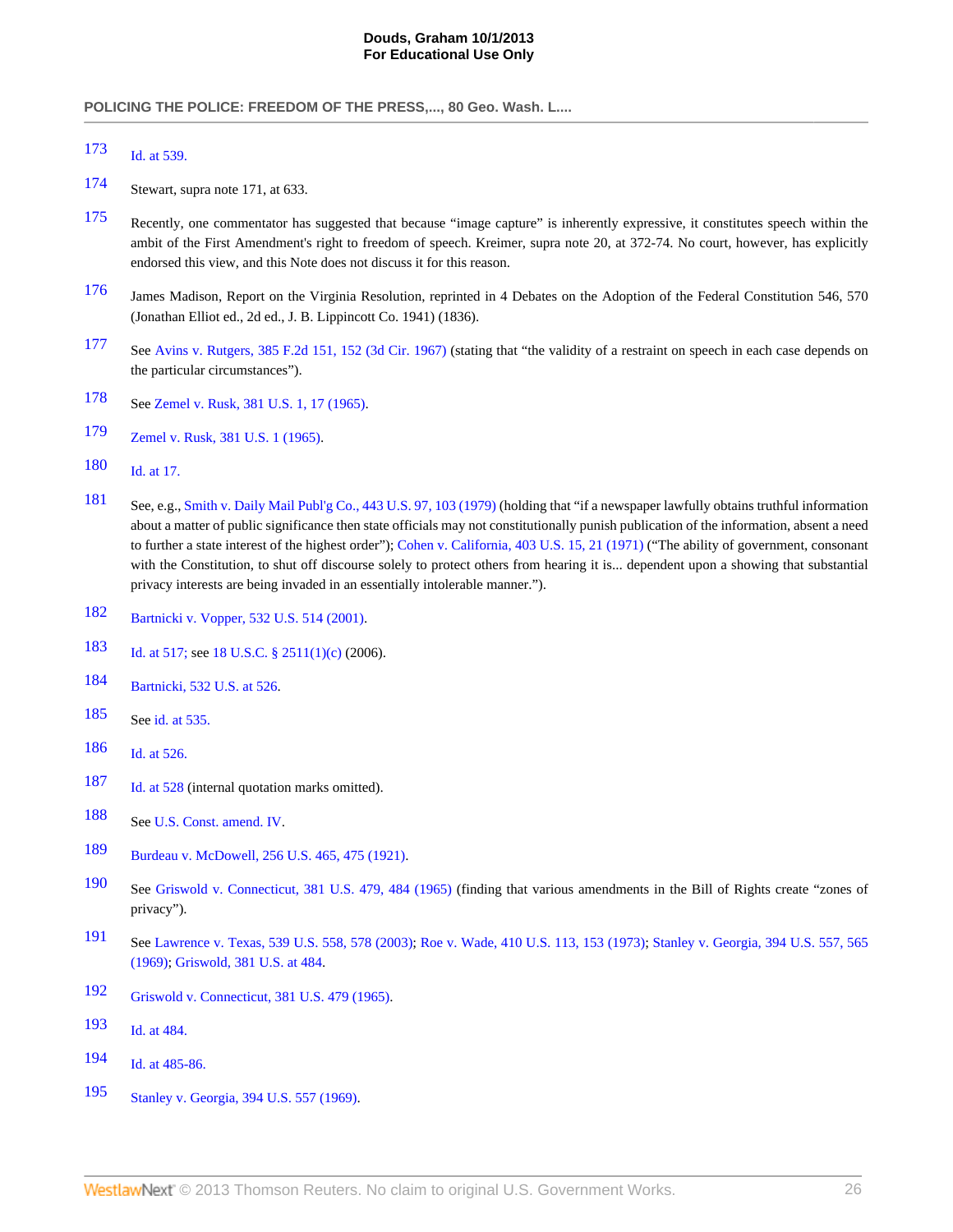173 Id. at 539.

174 Stewart, supra note 171, at 633.

175 Recently, one commentator has suggested that because "image capture" is inherently expressive, it constitutes speech within the ambit of the First Amendment's right to freedom of speech. Kreimer, supra note 20, at 372-74. No court, however, has explicitly endorsed this view, and this Note does not discuss it for this reason.

176 James Madison, Report on the Virginia Resolution, reprinted in 4 Debates on the Adoption of the Federal Constitution 546, 570 (Jonathan Elliot ed., 2d ed., J. B. Lippincott Co. 1941) (1836).

177 See Avins v. Rutgers, 385 F.2d 151, 152 (3d Cir. 1967) (stating that "the validity of a restraint on speech in each case depends on the particular circumstances").

178 See Zemel v. Rusk, 381 U.S. 1, 17 (1965).

179 Zemel v. Rusk, 381 U.S. 1 (1965).

180 Id. at 17.

181 See, e.g., Smith v. Daily Mail Publ'g Co., 443 U.S. 97, 103 (1979) (holding that "if a newspaper lawfully obtains truthful information about a matter of public significance then state officials may not constitutionally punish publication of the information, absent a need to further a state interest of the highest order"); Cohen v. California, 403 U.S. 15, 21 (1971) ("The ability of government, consonant with the Constitution, to shut off discourse solely to protect others from hearing it is... dependent upon a showing that substantial privacy interests are being invaded in an essentially intolerable manner.").

182 Bartnicki v. Vopper, 532 U.S. 514 (2001).

183 Id. at 517; see 18 U.S.C. § 2511(1)(c) (2006).

184 Bartnicki, 532 U.S. at 526.

185 See id. at 535.

186 Id. at 526.

187 Id. at 528 (internal quotation marks omitted).

188 See U.S. Const. amend. IV.

189 Burdeau v. McDowell, 256 U.S. 465, 475 (1921).

190 See Griswold v. Connecticut, 381 U.S. 479, 484 (1965) (finding that various amendments in the Bill of Rights create "zones of privacy").

191 See Lawrence v. Texas, 539 U.S. 558, 578 (2003); Roe v. Wade, 410 U.S. 113, 153 (1973); Stanley v. Georgia, 394 U.S. 557, 565 (1969); Griswold, 381 U.S. at 484.

192 Griswold v. Connecticut, 381 U.S. 479 (1965).

193 Id. at 484.

194 Id. at 485-86.

195 Stanley v. Georgia, 394 U.S. 557 (1969).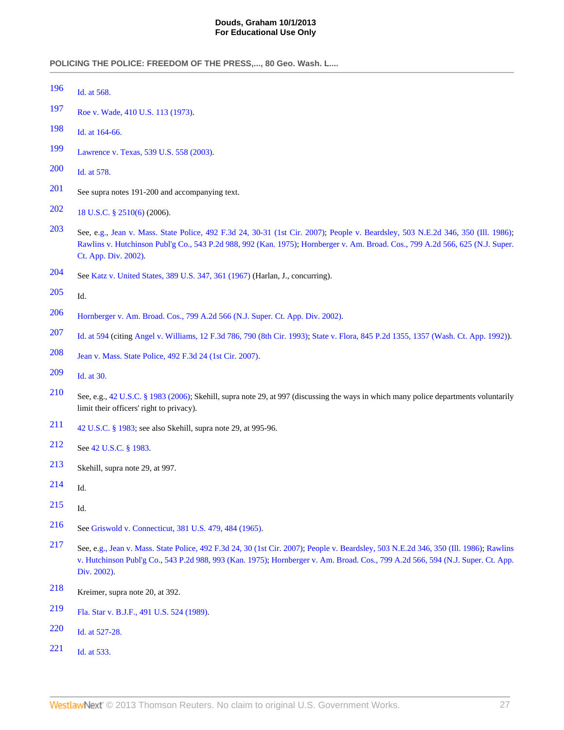196 Id. at 568.

197 Roe v. Wade, 410 U.S. 113 (1973).

198 Id. at 164-66.

199 Lawrence v. Texas, 539 U.S. 558 (2003).

200 Id. at 578.

201 See supra notes 191-200 and accompanying text.

202 18 U.S.C. § 2510(6) (2006).

203 See, e.g., Jean v. Mass. State Police, 492 F.3d 24, 30-31 (1st Cir. 2007); People v. Beardsley, 503 N.E.2d 346, 350 (Ill. 1986); Rawlins v. Hutchinson Publ'g Co., 543 P.2d 988, 992 (Kan. 1975); Hornberger v. Am. Broad. Cos., 799 A.2d 566, 625 (N.J. Super. Ct. App. Div. 2002).

204 See Katz v. United States, 389 U.S. 347, 361 (1967) (Harlan, J., concurring).

205 Id.

206 Hornberger v. Am. Broad. Cos., 799 A.2d 566 (N.J. Super. Ct. App. Div. 2002).

207 Id. at 594 (citing Angel v. Williams, 12 F.3d 786, 790 (8th Cir. 1993); State v. Flora, 845 P.2d 1355, 1357 (Wash. Ct. App. 1992)).

208 Jean v. Mass. State Police, 492 F.3d 24 (1st Cir. 2007).

209 Id. at 30.

210 See, e.g., 42 U.S.C. § 1983 (2006); Skehill, supra note 29, at 997 (discussing the ways in which many police departments voluntarily limit their officers' right to privacy).

211 42 U.S.C. § 1983; see also Skehill, supra note 29, at 995-96.

212 See 42 U.S.C. § 1983.

213 Skehill, supra note 29, at 997.

214 Id.

215 Id.

216 See Griswold v. Connecticut, 381 U.S. 479, 484 (1965).

217 See, e.g., Jean v. Mass. State Police, 492 F.3d 24, 30 (1st Cir. 2007); People v. Beardsley, 503 N.E.2d 346, 350 (Ill. 1986); Rawlins v. Hutchinson Publ'g Co., 543 P.2d 988, 993 (Kan. 1975); Hornberger v. Am. Broad. Cos., 799 A.2d 566, 594 (N.J. Super. Ct. App. Div. 2002).

218 Kreimer, supra note 20, at 392.

219 Fla. Star v. B.J.F., 491 U.S. 524 (1989).

220 Id. at 527-28.

221 Id. at 533.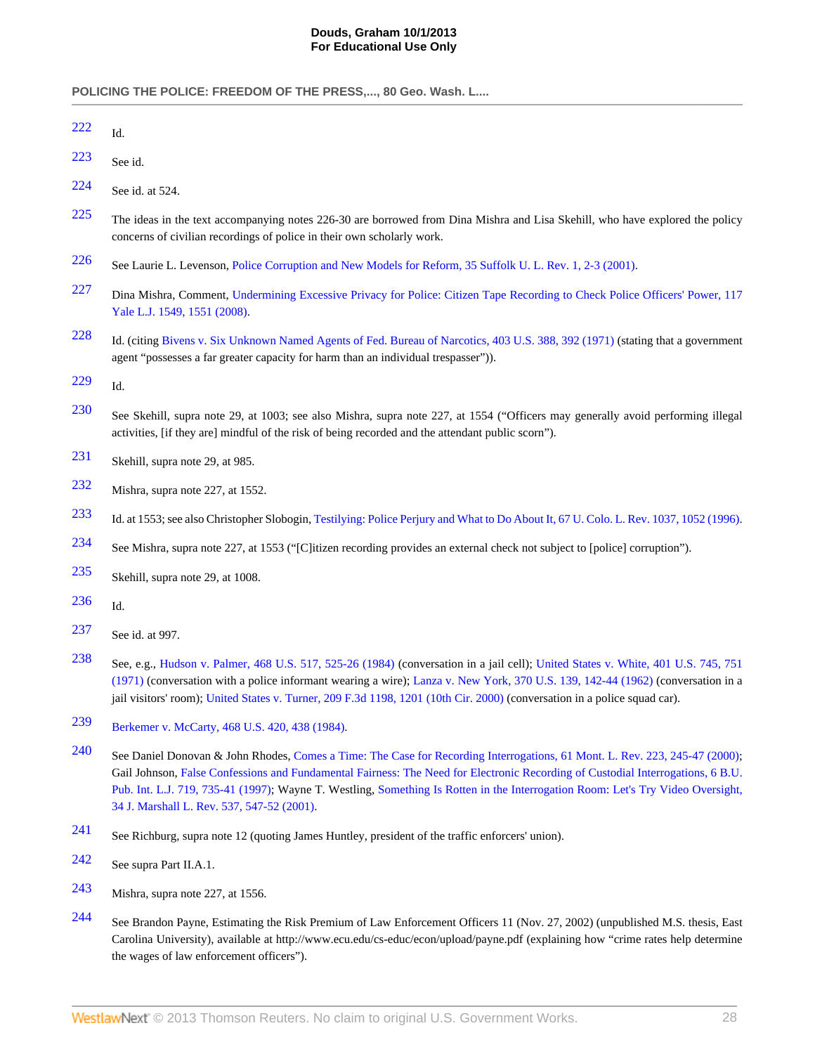222 Id.

223 See id.

224 See id. at 524.

225 The ideas in the text accompanying notes 226-30 are borrowed from Dina Mishra and Lisa Skehill, who have explored the policy concerns of civilian recordings of police in their own scholarly work.

226 See Laurie L. Levenson, Police Corruption and New Models for Reform, 35 Suffolk U. L. Rev. 1, 2-3 (2001).

227 Dina Mishra, Comment, Undermining Excessive Privacy for Police: Citizen Tape Recording to Check Police Officers' Power, 117 Yale L.J. 1549, 1551 (2008).

228 Id. (citing Bivens v. Six Unknown Named Agents of Fed. Bureau of Narcotics, 403 U.S. 388, 392 (1971) (stating that a government agent "possesses a far greater capacity for harm than an individual trespasser")).

229 Id.

230 See Skehill, supra note 29, at 1003; see also Mishra, supra note 227, at 1554 ("Officers may generally avoid performing illegal activities, [if they are] mindful of the risk of being recorded and the attendant public scorn").

231 Skehill, supra note 29, at 985.

232 Mishra, supra note 227, at 1552.

233 Id. at 1553; see also Christopher Slobogin, Testilying: Police Perjury and What to Do About It, 67 U. Colo. L. Rev. 1037, 1052 (1996).

234 See Mishra, supra note 227, at 1553 ("[C]itizen recording provides an external check not subject to [police] corruption").

235 Skehill, supra note 29, at 1008.

236 Id.

237 See id. at 997.

238 See, e.g., Hudson v. Palmer, 468 U.S. 517, 525-26 (1984) (conversation in a jail cell); United States v. White, 401 U.S. 745, 751 (1971) (conversation with a police informant wearing a wire); Lanza v. New York, 370 U.S. 139, 142-44 (1962) (conversation in a jail visitors' room); United States v. Turner, 209 F.3d 1198, 1201 (10th Cir. 2000) (conversation in a police squad car).

239 Berkemer v. McCarty, 468 U.S. 420, 438 (1984).

240 See Daniel Donovan & John Rhodes, Comes a Time: The Case for Recording Interrogations, 61 Mont. L. Rev. 223, 245-47 (2000); Gail Johnson, False Confessions and Fundamental Fairness: The Need for Electronic Recording of Custodial Interrogations, 6 B.U. Pub. Int. L.J. 719, 735-41 (1997); Wayne T. Westling, Something Is Rotten in the Interrogation Room: Let's Try Video Oversight, 34 J. Marshall L. Rev. 537, 547-52 (2001).

241 See Richburg, supra note 12 (quoting James Huntley, president of the traffic enforcers' union).

242 See supra Part II.A.1.

243 Mishra, supra note 227, at 1556.

244 See Brandon Payne, Estimating the Risk Premium of Law Enforcement Officers 11 (Nov. 27, 2002) (unpublished M.S. thesis, East Carolina University), available at http://www.ecu.edu/cs-educ/econ/upload/payne.pdf (explaining how "crime rates help determine the wages of law enforcement officers").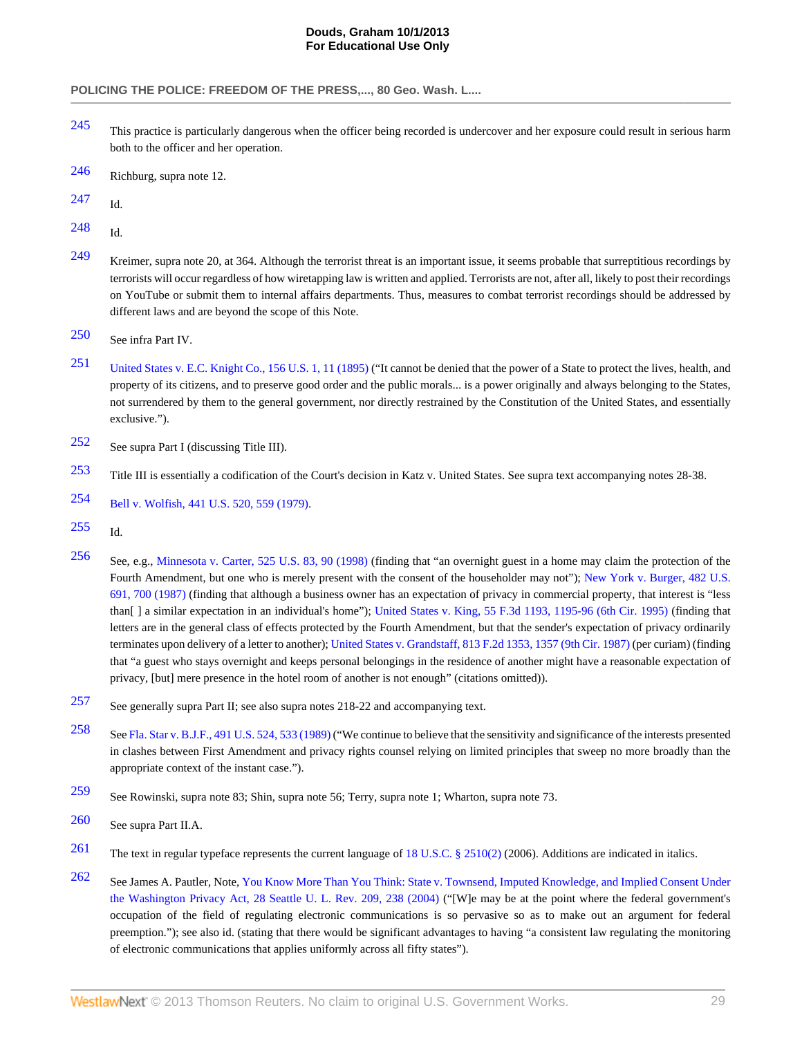245 This practice is particularly dangerous when the officer being recorded is undercover and her exposure could result in serious harm both to the officer and her operation.

246 Richburg, supra note 12.

247 Id.

248 Id.

249 Kreimer, supra note 20, at 364. Although the terrorist threat is an important issue, it seems probable that surreptitious recordings by terrorists will occur regardless of how wiretapping law is written and applied. Terrorists are not, after all, likely to post their recordings on YouTube or submit them to internal affairs departments. Thus, measures to combat terrorist recordings should be addressed by different laws and are beyond the scope of this Note.

250 See infra Part IV.

251 United States v. E.C. Knight Co., 156 U.S. 1, 11 (1895) ("It cannot be denied that the power of a State to protect the lives, health, and property of its citizens, and to preserve good order and the public morals... is a power originally and always belonging to the States, not surrendered by them to the general government, nor directly restrained by the Constitution of the United States, and essentially exclusive.").

252 See supra Part I (discussing Title III).

253 Title III is essentially a codification of the Court's decision in Katz v. United States. See supra text accompanying notes 28-38.

254 Bell v. Wolfish, 441 U.S. 520, 559 (1979).

255 Id.

256 See, e.g., Minnesota v. Carter, 525 U.S. 83, 90 (1998) (finding that "an overnight guest in a home may claim the protection of the Fourth Amendment, but one who is merely present with the consent of the householder may not"); New York v. Burger, 482 U.S. 691, 700 (1987) (finding that although a business owner has an expectation of privacy in commercial property, that interest is "less than[ ] a similar expectation in an individual's home"); United States v. King, 55 F.3d 1193, 1195-96 (6th Cir. 1995) (finding that letters are in the general class of effects protected by the Fourth Amendment, but that the sender's expectation of privacy ordinarily terminates upon delivery of a letter to another); United States v. Grandstaff, 813 F.2d 1353, 1357 (9th Cir. 1987) (per curiam) (finding that "a guest who stays overnight and keeps personal belongings in the residence of another might have a reasonable expectation of privacy, [but] mere presence in the hotel room of another is not enough" (citations omitted)).

257 See generally supra Part II; see also supra notes 218-22 and accompanying text.

258 See Fla. Star v. B.J.F., 491 U.S. 524, 533 (1989) ("We continue to believe that the sensitivity and significance of the interests presented in clashes between First Amendment and privacy rights counsel relying on limited principles that sweep no more broadly than the appropriate context of the instant case.").

259 See Rowinski, supra note 83; Shin, supra note 56; Terry, supra note 1; Wharton, supra note 73.

260 See supra Part II.A.

261 The text in regular typeface represents the current language of 18 U.S.C. § 2510(2) (2006). Additions are indicated in italics.

262 See James A. Pautler, Note, You Know More Than You Think: State v. Townsend, Imputed Knowledge, and Implied Consent Under the Washington Privacy Act, 28 Seattle U. L. Rev. 209, 238 (2004) ("[W]e may be at the point where the federal government's occupation of the field of regulating electronic communications is so pervasive so as to make out an argument for federal preemption."); see also id. (stating that there would be significant advantages to having "a consistent law regulating the monitoring of electronic communications that applies uniformly across all fifty states").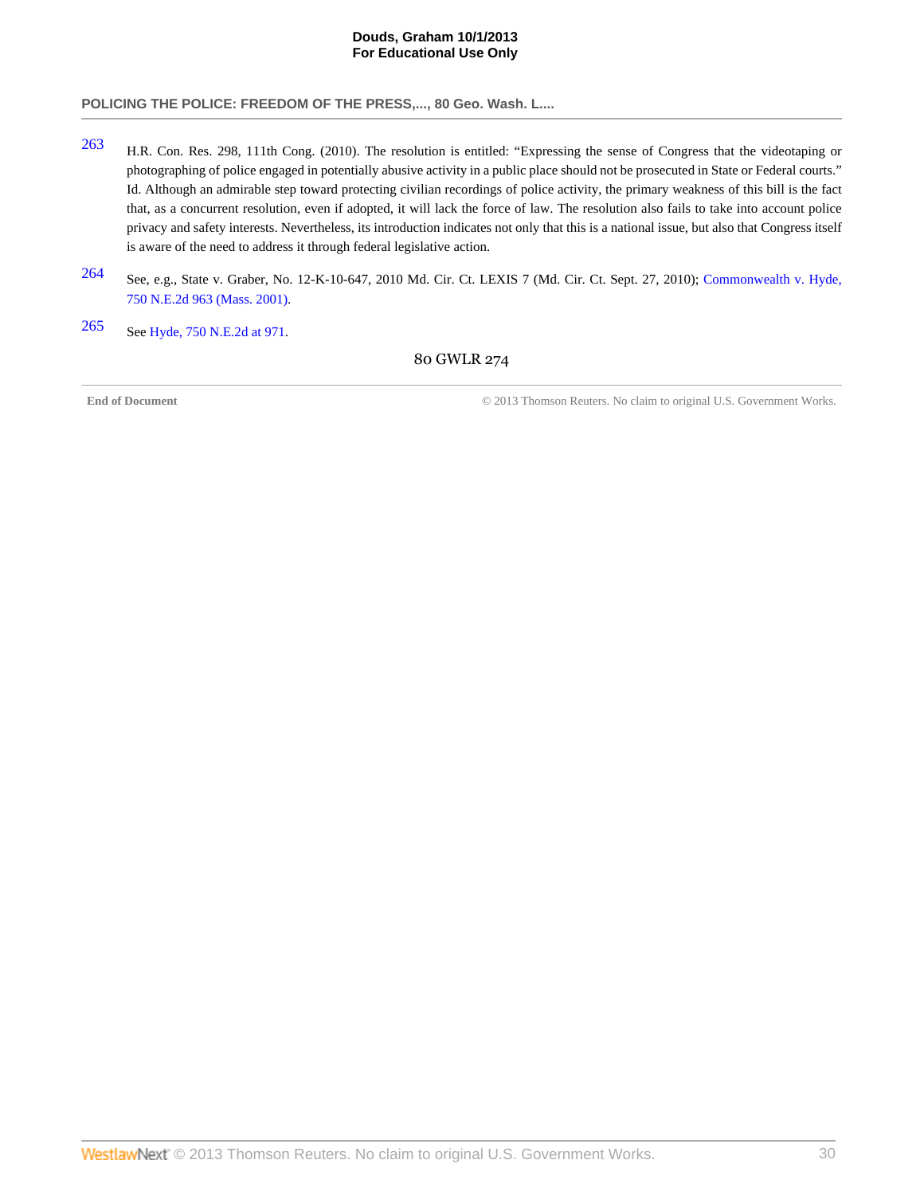263 H.R. Con. Res. 298, 111th Cong. (2010). The resolution is entitled: "Expressing the sense of Congress that the videotaping or photographing of police engaged in potentially abusive activity in a public place should not be prosecuted in State or Federal courts." Id. Although an admirable step toward protecting civilian recordings of police activity, the primary weakness of this bill is the fact that, as a concurrent resolution, even if adopted, it will lack the force of law. The resolution also fails to take into account police privacy and safety interests. Nevertheless, its introduction indicates not only that this is a national issue, but also that Congress itself is aware of the need to address it through federal legislative action.

264 See, e.g., State v. Graber, No. 12-K-10-647, 2010 Md. Cir. Ct. LEXIS 7 (Md. Cir. Ct. Sept. 27, 2010); Commonwealth v. Hyde, 750 N.E.2d 963 (Mass. 2001).

265 See Hyde, 750 N.E.2d at 971.

80 GWLR 274

End of Document

© 2013 Thomson Reuters. No claim to original U.S. Government Works.